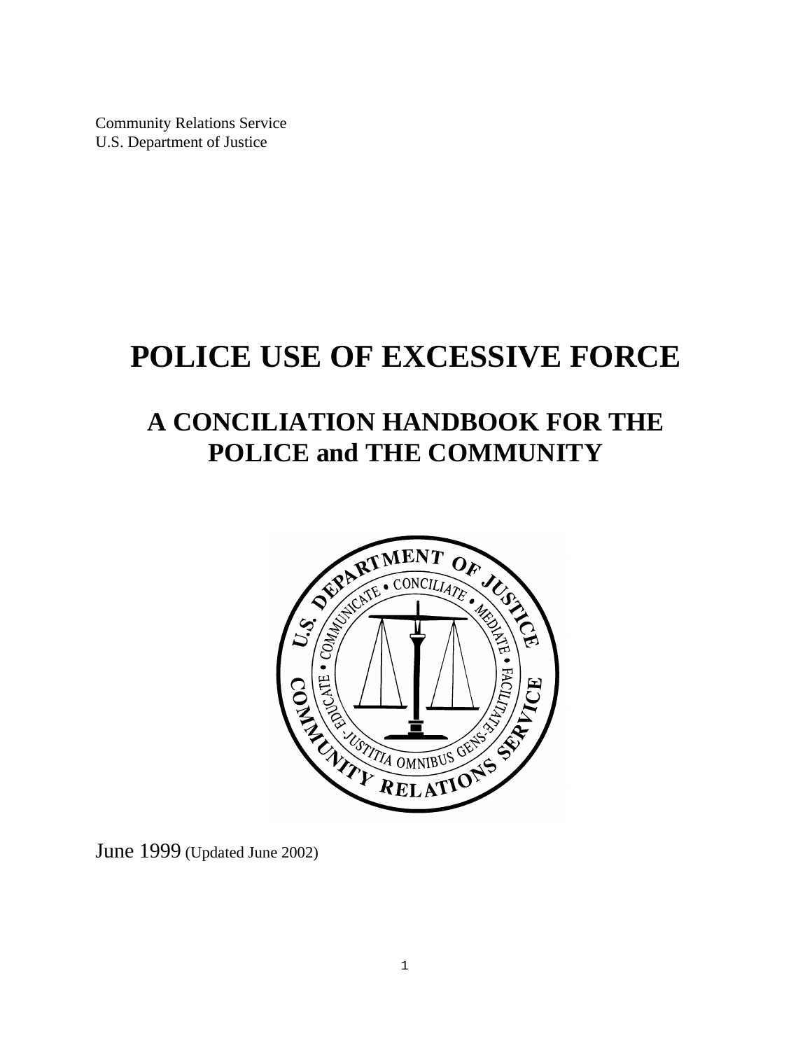Community Relations Service
U.S. Department of Justice

# POLICE USE OF EXCESSIVE FORCE

## A CONCILIATION HANDBOOK FOR THE POLICE and THE COMMUNITY

June 1999 (Updated June 2002)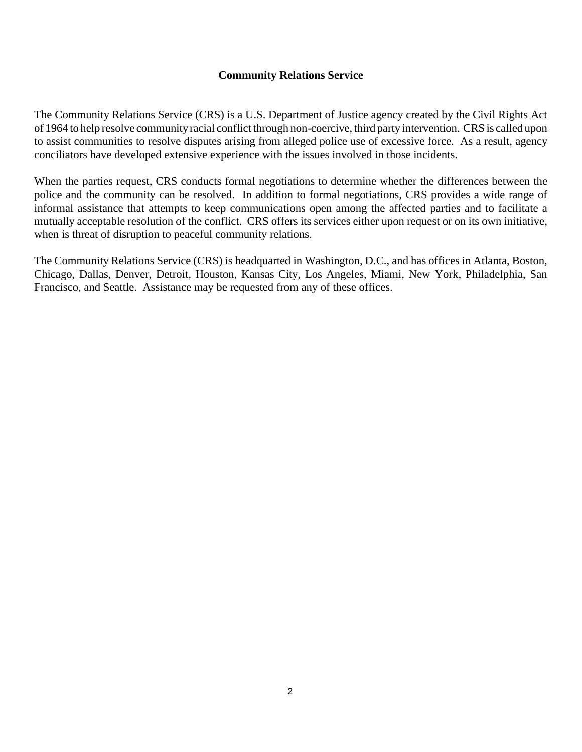## Community Relations Service

The Community Relations Service (CRS) is a U.S. Department of Justice agency created by the Civil Rights Act of 1964 to help resolve community racial conflict through non-coercive, third party intervention. CRS is called upon to assist communities to resolve disputes arising from alleged police use of excessive force. As a result, agency conciliators have developed extensive experience with the issues involved in those incidents.

When the parties request, CRS conducts formal negotiations to determine whether the differences between the police and the community can be resolved. In addition to formal negotiations, CRS provides a wide range of informal assistance that attempts to keep communications open among the affected parties and to facilitate a mutually acceptable resolution of the conflict. CRS offers its services either upon request or on its own initiative, when is threat of disruption to peaceful community relations.

The Community Relations Service (CRS) is headquarted in Washington, D.C., and has offices in Atlanta, Boston, Chicago, Dallas, Denver, Detroit, Houston, Kansas City, Los Angeles, Miami, New York, Philadelphia, San Francisco, and Seattle. Assistance may be requested from any of these offices.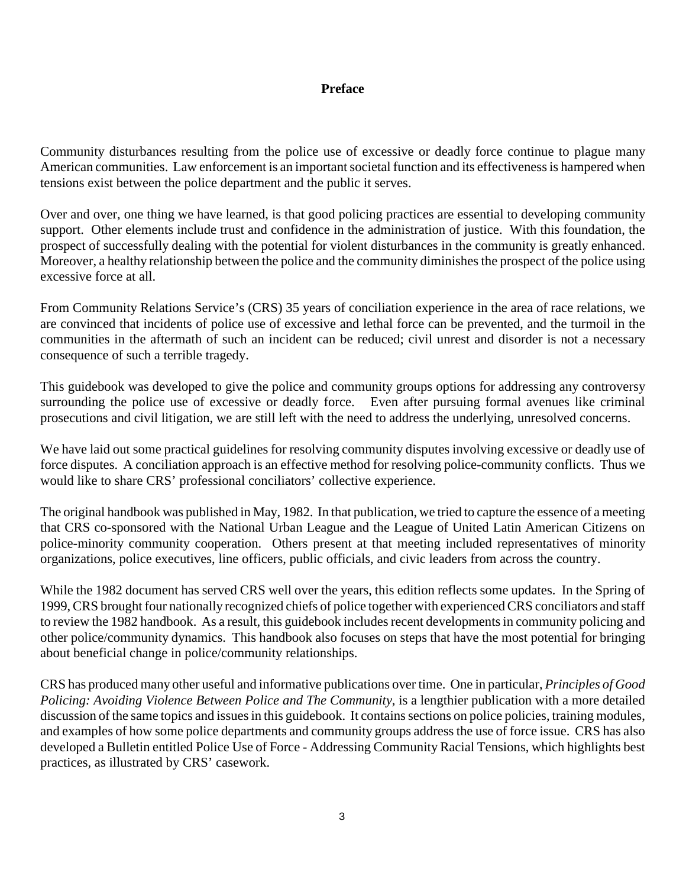## Preface

Community disturbances resulting from the police use of excessive or deadly force continue to plague many American communities. Law enforcement is an important societal function and its effectiveness is hampered when tensions exist between the police department and the public it serves.

Over and over, one thing we have learned, is that good policing practices are essential to developing community support. Other elements include trust and confidence in the administration of justice. With this foundation, the prospect of successfully dealing with the potential for violent disturbances in the community is greatly enhanced. Moreover, a healthy relationship between the police and the community diminishes the prospect of the police using excessive force at all.

From Community Relations Service's (CRS) 35 years of conciliation experience in the area of race relations, we are convinced that incidents of police use of excessive and lethal force can be prevented, and the turmoil in the communities in the aftermath of such an incident can be reduced; civil unrest and disorder is not a necessary consequence of such a terrible tragedy.

This guidebook was developed to give the police and community groups options for addressing any controversy surrounding the police use of excessive or deadly force. Even after pursuing formal avenues like criminal prosecutions and civil litigation, we are still left with the need to address the underlying, unresolved concerns.

We have laid out some practical guidelines for resolving community disputes involving excessive or deadly use of force disputes. A conciliation approach is an effective method for resolving police-community conflicts. Thus we would like to share CRS' professional conciliators' collective experience.

The original handbook was published in May, 1982. In that publication, we tried to capture the essence of a meeting that CRS co-sponsored with the National Urban League and the League of United Latin American Citizens on police-minority community cooperation. Others present at that meeting included representatives of minority organizations, police executives, line officers, public officials, and civic leaders from across the country.

While the 1982 document has served CRS well over the years, this edition reflects some updates. In the Spring of 1999, CRS brought four nationally recognized chiefs of police together with experienced CRS conciliators and staff to review the 1982 handbook. As a result, this guidebook includes recent developments in community policing and other police/community dynamics. This handbook also focuses on steps that have the most potential for bringing about beneficial change in police/community relationships.

CRS has produced many other useful and informative publications over time. One in particular, *Principles of Good Policing: Avoiding Violence Between Police and The Community*, is a lengthier publication with a more detailed discussion of the same topics and issues in this guidebook. It contains sections on police policies, training modules, and examples of how some police departments and community groups address the use of force issue. CRS has also developed a Bulletin entitled Police Use of Force - Addressing Community Racial Tensions, which highlights best practices, as illustrated by CRS' casework.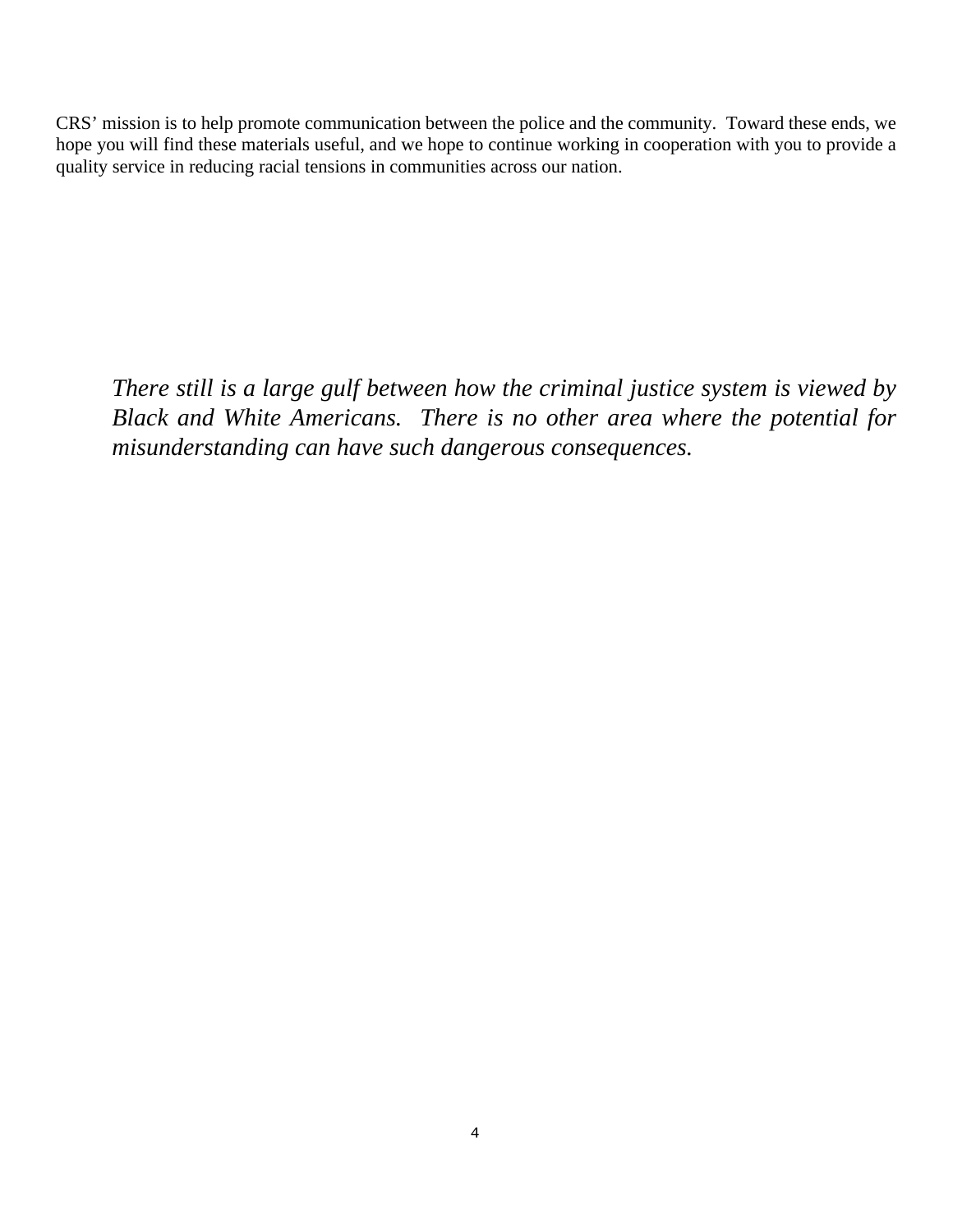CRS' mission is to help promote communication between the police and the community.  Toward these ends, we hope you will find these materials useful, and we hope to continue working in cooperation with you to provide a quality service in reducing racial tensions in communities across our nation.

*There still is a large gulf between how the criminal justice system is viewed by Black and White Americans.  There is no other area where the potential for misunderstanding can have such dangerous consequences.*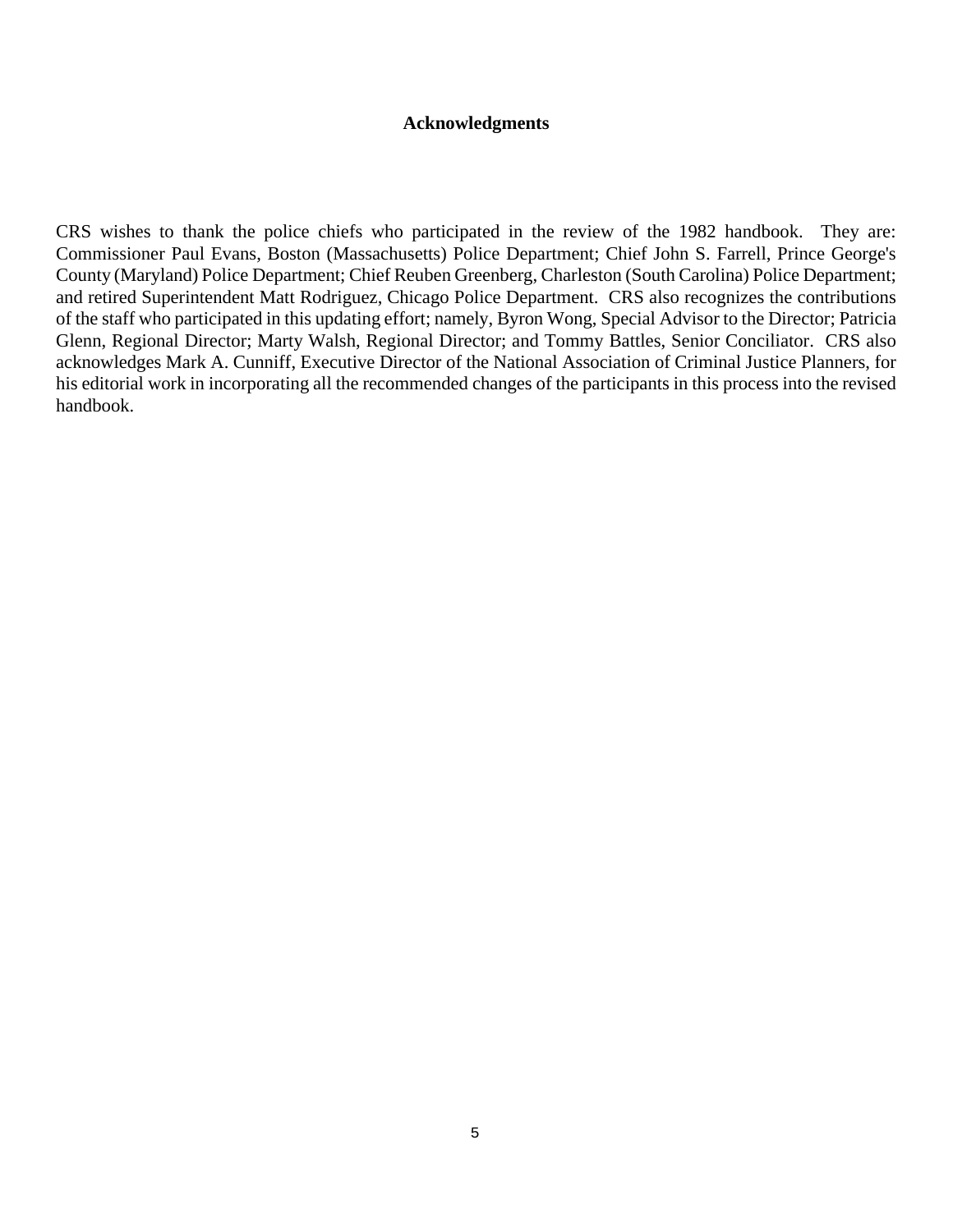## Acknowledgments

CRS wishes to thank the police chiefs who participated in the review of the 1982 handbook. They are: Commissioner Paul Evans, Boston (Massachusetts) Police Department; Chief John S. Farrell, Prince George's County (Maryland) Police Department; Chief Reuben Greenberg, Charleston (South Carolina) Police Department; and retired Superintendent Matt Rodriguez, Chicago Police Department. CRS also recognizes the contributions of the staff who participated in this updating effort; namely, Byron Wong, Special Advisor to the Director; Patricia Glenn, Regional Director; Marty Walsh, Regional Director; and Tommy Battles, Senior Conciliator. CRS also acknowledges Mark A. Cunniff, Executive Director of the National Association of Criminal Justice Planners, for his editorial work in incorporating all the recommended changes of the participants in this process into the revised handbook.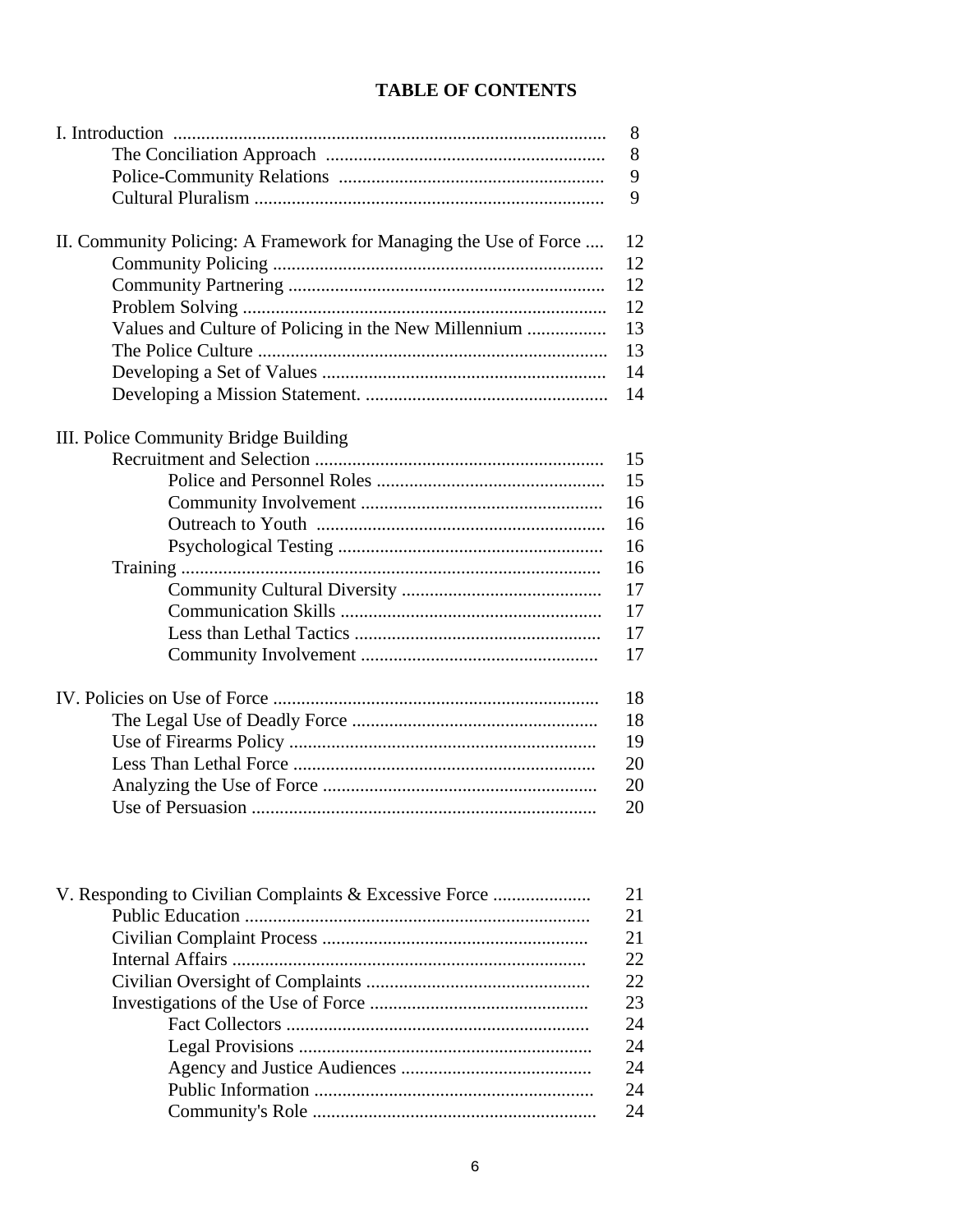# TABLE OF CONTENTS

| | |
|---|---|
| I. Introduction | 8 |
| The Conciliation Approach | 8 |
| Police-Community Relations | 9 |
| Cultural Pluralism | 9 |
| | |
| II. Community Policing: A Framework for Managing the Use of Force | 12 |
| Community Policing | 12 |
| Community Partnering | 12 |
| Problem Solving | 12 |
| Values and Culture of Policing in the New Millennium | 13 |
| The Police Culture | 13 |
| Developing a Set of Values | 14 |
| Developing a Mission Statement. | 14 |
| | |
| III. Police Community Bridge Building | |
| Recruitment and Selection | 15 |
| Police and Personnel Roles | 15 |
| Community Involvement | 16 |
| Outreach to Youth | 16 |
| Psychological Testing | 16 |
| Training | 16 |
| Community Cultural Diversity | 17 |
| Communication Skills | 17 |
| Less than Lethal Tactics | 17 |
| Community Involvement | 17 |
| | |
| IV. Policies on Use of Force | 18 |
| The Legal Use of Deadly Force | 18 |
| Use of Firearms Policy | 19 |
| Less Than Lethal Force | 20 |
| Analyzing the Use of Force | 20 |
| Use of Persuasion | 20 |
| | |
| V. Responding to Civilian Complaints & Excessive Force | 21 |
| Public Education | 21 |
| Civilian Complaint Process | 21 |
| Internal Affairs | 22 |
| Civilian Oversight of Complaints | 22 |
| Investigations of the Use of Force | 23 |
| Fact Collectors | 24 |
| Legal Provisions | 24 |
| Agency and Justice Audiences | 24 |
| Public Information | 24 |
| Community's Role | 24 |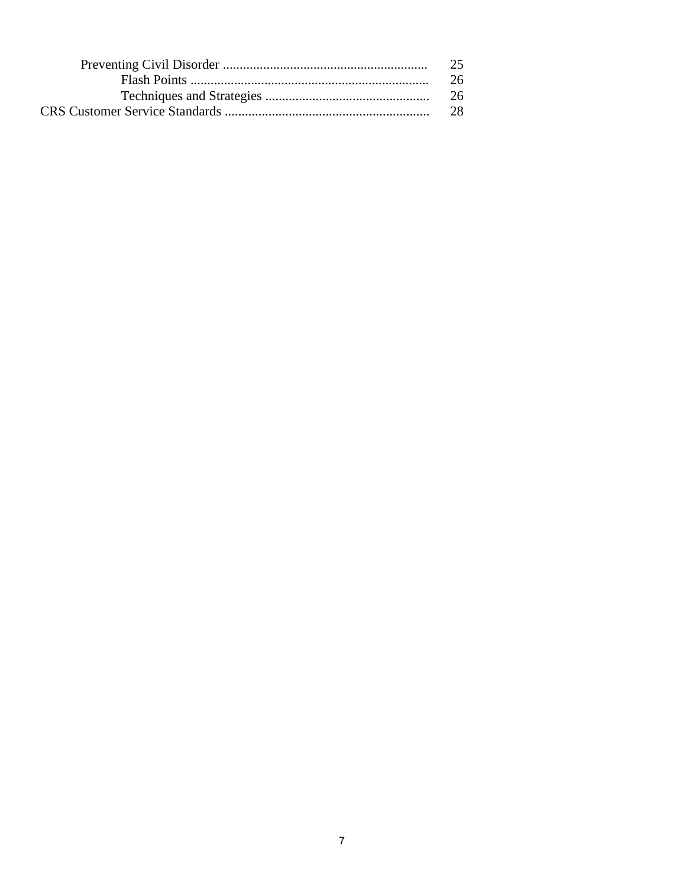- Preventing Civil Disorder ............................................................ 25
  - Flash Points ...................................................................... 26
  - Techniques and Strategies ................................................. 26

CRS Customer Service Standards ............................................................ 28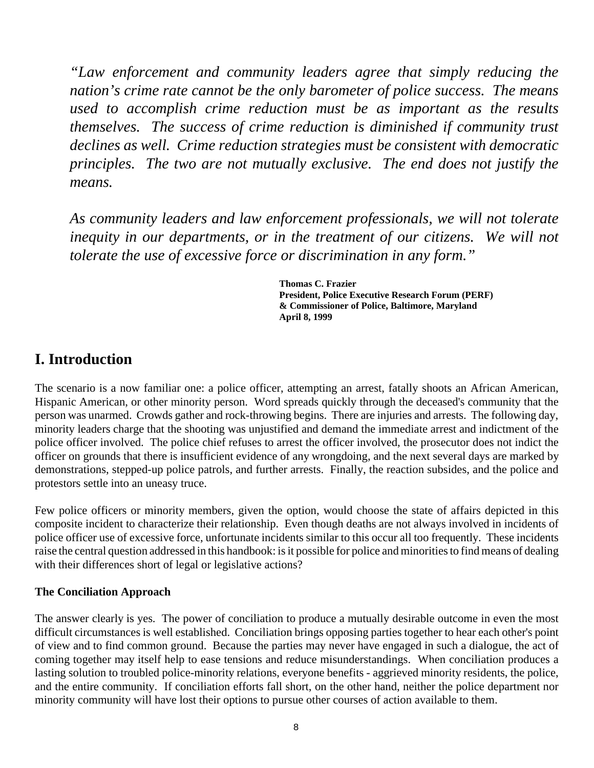*"Law enforcement and community leaders agree that simply reducing the nation's crime rate cannot be the only barometer of police success. The means used to accomplish crime reduction must be as important as the results themselves. The success of crime reduction is diminished if community trust declines as well. Crime reduction strategies must be consistent with democratic principles. The two are not mutually exclusive. The end does not justify the means.*

*As community leaders and law enforcement professionals, we will not tolerate inequity in our departments, or in the treatment of our citizens. We will not tolerate the use of excessive force or discrimination in any form."*

**Thomas C. Frazier**
**President, Police Executive Research Forum (PERF)**
**& Commissioner of Police, Baltimore, Maryland**
**April 8, 1999**

# I. Introduction

The scenario is a now familiar one: a police officer, attempting an arrest, fatally shoots an African American, Hispanic American, or other minority person. Word spreads quickly through the deceased's community that the person was unarmed. Crowds gather and rock-throwing begins. There are injuries and arrests. The following day, minority leaders charge that the shooting was unjustified and demand the immediate arrest and indictment of the police officer involved. The police chief refuses to arrest the officer involved, the prosecutor does not indict the officer on grounds that there is insufficient evidence of any wrongdoing, and the next several days are marked by demonstrations, stepped-up police patrols, and further arrests. Finally, the reaction subsides, and the police and protestors settle into an uneasy truce.

Few police officers or minority members, given the option, would choose the state of affairs depicted in this composite incident to characterize their relationship. Even though deaths are not always involved in incidents of police officer use of excessive force, unfortunate incidents similar to this occur all too frequently. These incidents raise the central question addressed in this handbook: is it possible for police and minorities to find means of dealing with their differences short of legal or legislative actions?

### The Conciliation Approach

The answer clearly is yes. The power of conciliation to produce a mutually desirable outcome in even the most difficult circumstances is well established. Conciliation brings opposing parties together to hear each other's point of view and to find common ground. Because the parties may never have engaged in such a dialogue, the act of coming together may itself help to ease tensions and reduce misunderstandings. When conciliation produces a lasting solution to troubled police-minority relations, everyone benefits - aggrieved minority residents, the police, and the entire community. If conciliation efforts fall short, on the other hand, neither the police department nor minority community will have lost their options to pursue other courses of action available to them.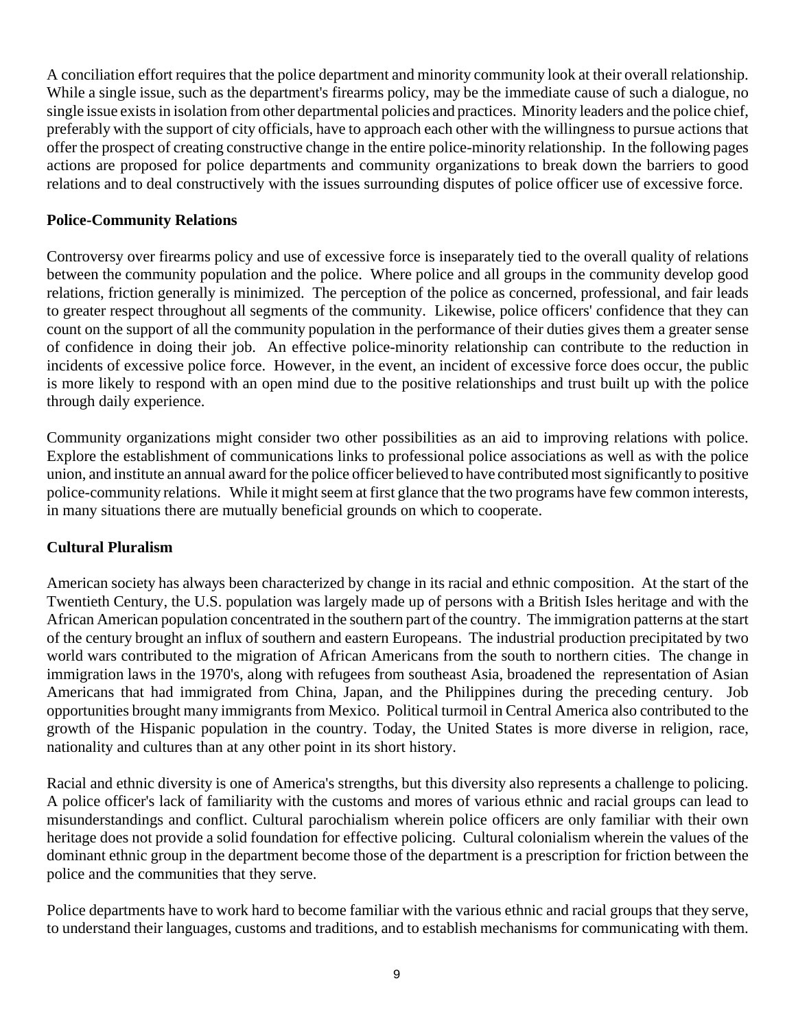A conciliation effort requires that the police department and minority community look at their overall relationship. While a single issue, such as the department's firearms policy, may be the immediate cause of such a dialogue, no single issue exists in isolation from other departmental policies and practices. Minority leaders and the police chief, preferably with the support of city officials, have to approach each other with the willingness to pursue actions that offer the prospect of creating constructive change in the entire police-minority relationship. In the following pages actions are proposed for police departments and community organizations to break down the barriers to good relations and to deal constructively with the issues surrounding disputes of police officer use of excessive force.

**Police-Community Relations**

Controversy over firearms policy and use of excessive force is inseparately tied to the overall quality of relations between the community population and the police. Where police and all groups in the community develop good relations, friction generally is minimized. The perception of the police as concerned, professional, and fair leads to greater respect throughout all segments of the community. Likewise, police officers' confidence that they can count on the support of all the community population in the performance of their duties gives them a greater sense of confidence in doing their job. An effective police-minority relationship can contribute to the reduction in incidents of excessive police force. However, in the event, an incident of excessive force does occur, the public is more likely to respond with an open mind due to the positive relationships and trust built up with the police through daily experience.

Community organizations might consider two other possibilities as an aid to improving relations with police. Explore the establishment of communications links to professional police associations as well as with the police union, and institute an annual award for the police officer believed to have contributed most significantly to positive police-community relations. While it might seem at first glance that the two programs have few common interests, in many situations there are mutually beneficial grounds on which to cooperate.

**Cultural Pluralism**

American society has always been characterized by change in its racial and ethnic composition. At the start of the Twentieth Century, the U.S. population was largely made up of persons with a British Isles heritage and with the African American population concentrated in the southern part of the country. The immigration patterns at the start of the century brought an influx of southern and eastern Europeans. The industrial production precipitated by two world wars contributed to the migration of African Americans from the south to northern cities. The change in immigration laws in the 1970's, along with refugees from southeast Asia, broadened the representation of Asian Americans that had immigrated from China, Japan, and the Philippines during the preceding century. Job opportunities brought many immigrants from Mexico. Political turmoil in Central America also contributed to the growth of the Hispanic population in the country. Today, the United States is more diverse in religion, race, nationality and cultures than at any other point in its short history.

Racial and ethnic diversity is one of America's strengths, but this diversity also represents a challenge to policing. A police officer's lack of familiarity with the customs and mores of various ethnic and racial groups can lead to misunderstandings and conflict. Cultural parochialism wherein police officers are only familiar with their own heritage does not provide a solid foundation for effective policing. Cultural colonialism wherein the values of the dominant ethnic group in the department become those of the department is a prescription for friction between the police and the communities that they serve.

Police departments have to work hard to become familiar with the various ethnic and racial groups that they serve, to understand their languages, customs and traditions, and to establish mechanisms for communicating with them.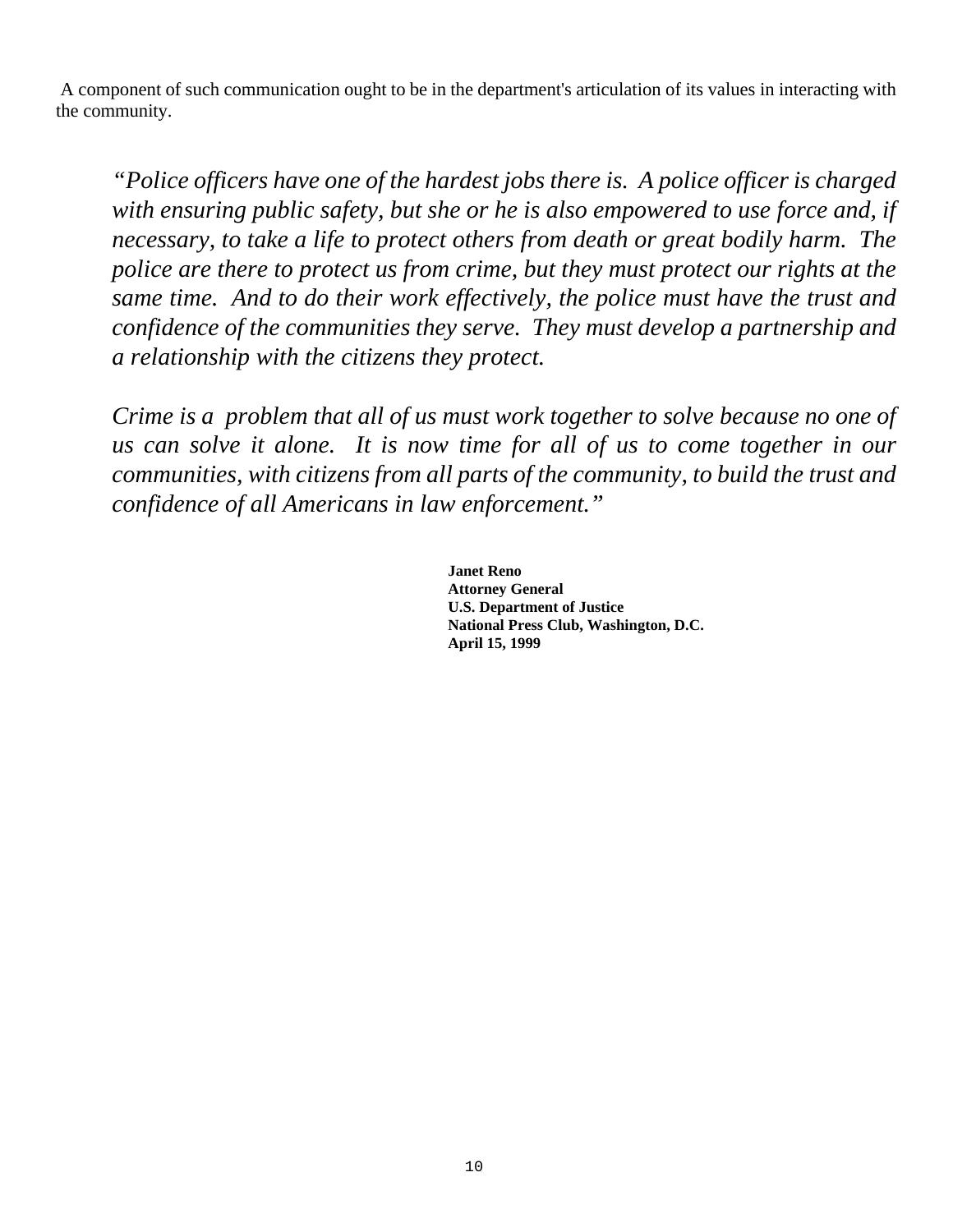A component of such communication ought to be in the department's articulation of its values in interacting with the community.

> *"Police officers have one of the hardest jobs there is. A police officer is charged with ensuring public safety, but she or he is also empowered to use force and, if necessary, to take a life to protect others from death or great bodily harm. The police are there to protect us from crime, but they must protect our rights at the same time. And to do their work effectively, the police must have the trust and confidence of the communities they serve. They must develop a partnership and a relationship with the citizens they protect.*
>
> *Crime is a problem that all of us must work together to solve because no one of us can solve it alone. It is now time for all of us to come together in our communities, with citizens from all parts of the community, to build the trust and confidence of all Americans in law enforcement."*

**Janet Reno**
**Attorney General**
**U.S. Department of Justice**
**National Press Club, Washington, D.C.**
**April 15, 1999**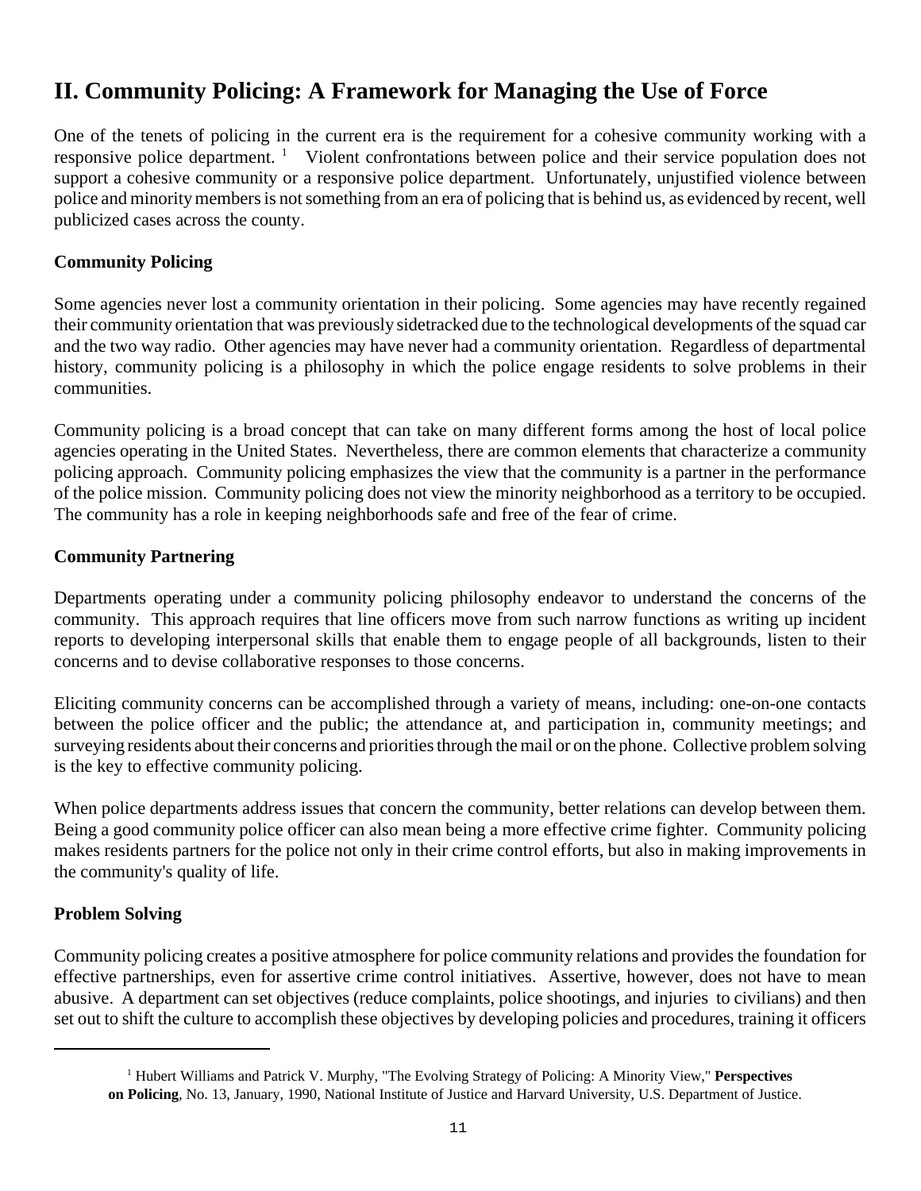## II. Community Policing: A Framework for Managing the Use of Force

One of the tenets of policing in the current era is the requirement for a cohesive community working with a responsive police department. [1] Violent confrontations between police and their service population does not support a cohesive community or a responsive police department. Unfortunately, unjustified violence between police and minority members is not something from an era of policing that is behind us, as evidenced by recent, well publicized cases across the county.

### Community Policing

Some agencies never lost a community orientation in their policing. Some agencies may have recently regained their community orientation that was previously sidetracked due to the technological developments of the squad car and the two way radio. Other agencies may have never had a community orientation. Regardless of departmental history, community policing is a philosophy in which the police engage residents to solve problems in their communities.

Community policing is a broad concept that can take on many different forms among the host of local police agencies operating in the United States. Nevertheless, there are common elements that characterize a community policing approach. Community policing emphasizes the view that the community is a partner in the performance of the police mission. Community policing does not view the minority neighborhood as a territory to be occupied. The community has a role in keeping neighborhoods safe and free of the fear of crime.

### Community Partnering

Departments operating under a community policing philosophy endeavor to understand the concerns of the community. This approach requires that line officers move from such narrow functions as writing up incident reports to developing interpersonal skills that enable them to engage people of all backgrounds, listen to their concerns and to devise collaborative responses to those concerns.

Eliciting community concerns can be accomplished through a variety of means, including: one-on-one contacts between the police officer and the public; the attendance at, and participation in, community meetings; and surveying residents about their concerns and priorities through the mail or on the phone. Collective problem solving is the key to effective community policing.

When police departments address issues that concern the community, better relations can develop between them. Being a good community police officer can also mean being a more effective crime fighter. Community policing makes residents partners for the police not only in their crime control efforts, but also in making improvements in the community's quality of life.

### Problem Solving

Community policing creates a positive atmosphere for police community relations and provides the foundation for effective partnerships, even for assertive crime control initiatives. Assertive, however, does not have to mean abusive. A department can set objectives (reduce complaints, police shootings, and injuries to civilians) and then set out to shift the culture to accomplish these objectives by developing policies and procedures, training it officers

---

[1] Hubert Williams and Patrick V. Murphy, "The Evolving Strategy of Policing: A Minority View," **Perspectives on Policing**, No. 13, January, 1990, National Institute of Justice and Harvard University, U.S. Department of Justice.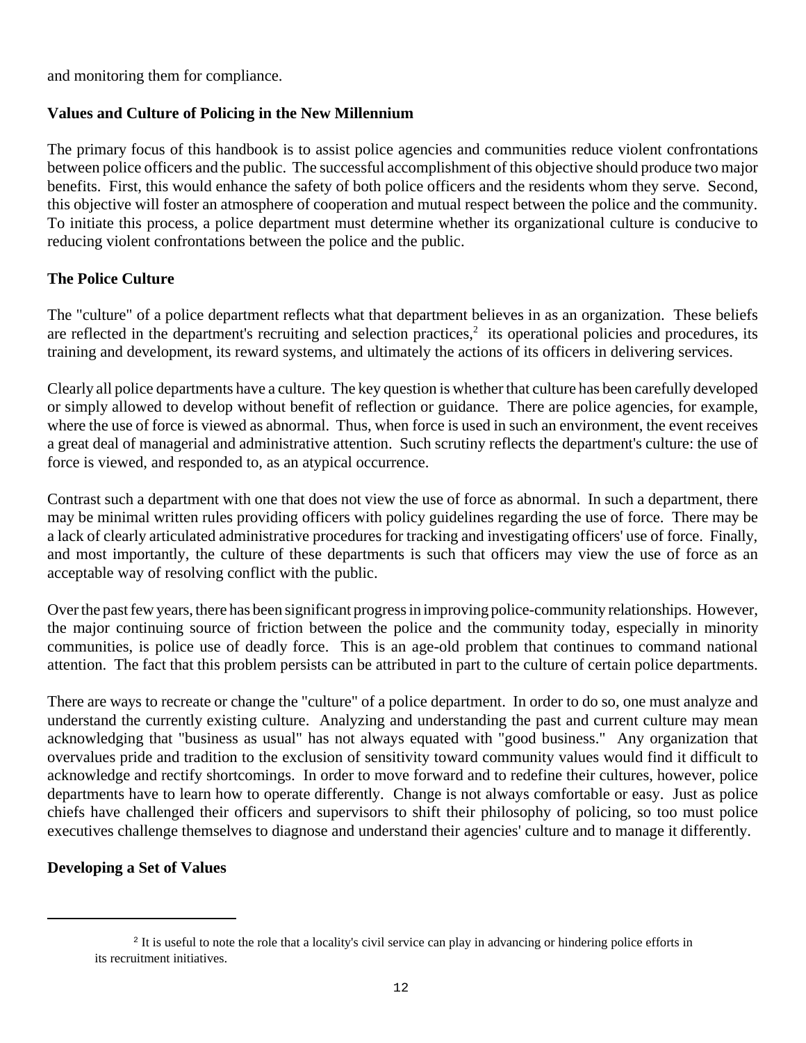and monitoring them for compliance.

## Values and Culture of Policing in the New Millennium

The primary focus of this handbook is to assist police agencies and communities reduce violent confrontations between police officers and the public. The successful accomplishment of this objective should produce two major benefits. First, this would enhance the safety of both police officers and the residents whom they serve. Second, this objective will foster an atmosphere of cooperation and mutual respect between the police and the community. To initiate this process, a police department must determine whether its organizational culture is conducive to reducing violent confrontations between the police and the public.

## The Police Culture

The "culture" of a police department reflects what that department believes in as an organization. These beliefs are reflected in the department's recruiting and selection practices,[2] its operational policies and procedures, its training and development, its reward systems, and ultimately the actions of its officers in delivering services.

Clearly all police departments have a culture. The key question is whether that culture has been carefully developed or simply allowed to develop without benefit of reflection or guidance. There are police agencies, for example, where the use of force is viewed as abnormal. Thus, when force is used in such an environment, the event receives a great deal of managerial and administrative attention. Such scrutiny reflects the department's culture: the use of force is viewed, and responded to, as an atypical occurrence.

Contrast such a department with one that does not view the use of force as abnormal. In such a department, there may be minimal written rules providing officers with policy guidelines regarding the use of force. There may be a lack of clearly articulated administrative procedures for tracking and investigating officers' use of force. Finally, and most importantly, the culture of these departments is such that officers may view the use of force as an acceptable way of resolving conflict with the public.

Over the past few years, there has been significant progress in improving police-community relationships. However, the major continuing source of friction between the police and the community today, especially in minority communities, is police use of deadly force. This is an age-old problem that continues to command national attention. The fact that this problem persists can be attributed in part to the culture of certain police departments.

There are ways to recreate or change the "culture" of a police department. In order to do so, one must analyze and understand the currently existing culture. Analyzing and understanding the past and current culture may mean acknowledging that "business as usual" has not always equated with "good business." Any organization that overvalues pride and tradition to the exclusion of sensitivity toward community values would find it difficult to acknowledge and rectify shortcomings. In order to move forward and to redefine their cultures, however, police departments have to learn how to operate differently. Change is not always comfortable or easy. Just as police chiefs have challenged their officers and supervisors to shift their philosophy of policing, so too must police executives challenge themselves to diagnose and understand their agencies' culture and to manage it differently.

## Developing a Set of Values

---

[2] It is useful to note the role that a locality's civil service can play in advancing or hindering police efforts in its recruitment initiatives.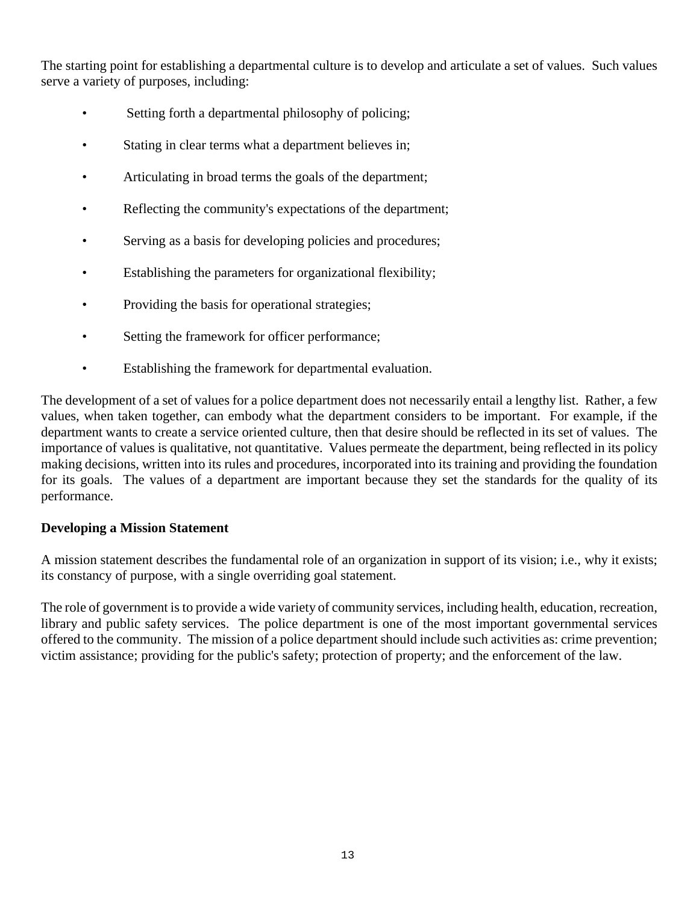The starting point for establishing a departmental culture is to develop and articulate a set of values. Such values serve a variety of purposes, including:

- Setting forth a departmental philosophy of policing;
- Stating in clear terms what a department believes in;
- Articulating in broad terms the goals of the department;
- Reflecting the community's expectations of the department;
- Serving as a basis for developing policies and procedures;
- Establishing the parameters for organizational flexibility;
- Providing the basis for operational strategies;
- Setting the framework for officer performance;
- Establishing the framework for departmental evaluation.

The development of a set of values for a police department does not necessarily entail a lengthy list. Rather, a few values, when taken together, can embody what the department considers to be important. For example, if the department wants to create a service oriented culture, then that desire should be reflected in its set of values. The importance of values is qualitative, not quantitative. Values permeate the department, being reflected in its policy making decisions, written into its rules and procedures, incorporated into its training and providing the foundation for its goals. The values of a department are important because they set the standards for the quality of its performance.

**Developing a Mission Statement**

A mission statement describes the fundamental role of an organization in support of its vision; i.e., why it exists; its constancy of purpose, with a single overriding goal statement.

The role of government is to provide a wide variety of community services, including health, education, recreation, library and public safety services. The police department is one of the most important governmental services offered to the community. The mission of a police department should include such activities as: crime prevention; victim assistance; providing for the public's safety; protection of property; and the enforcement of the law.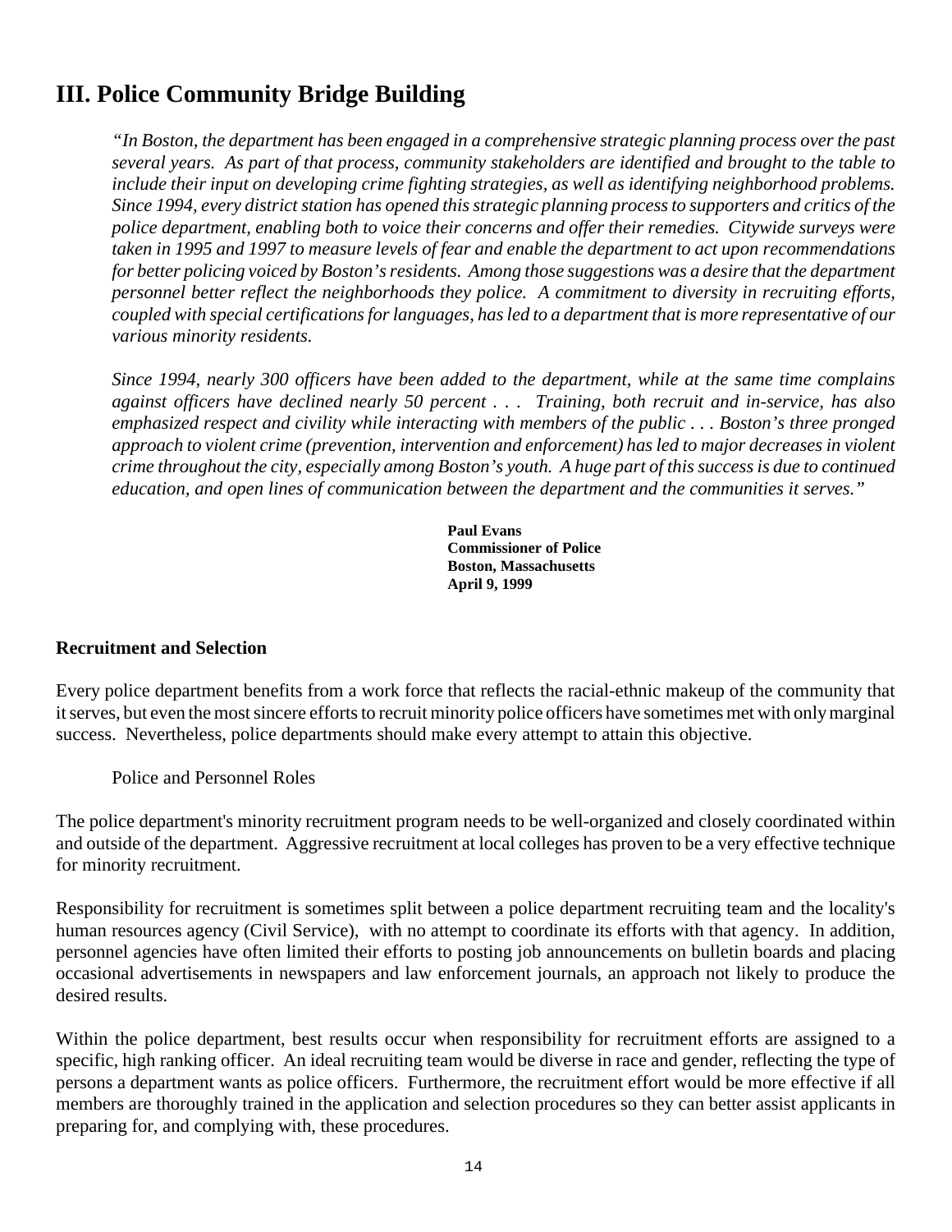# III. Police Community Bridge Building

*"In Boston, the department has been engaged in a comprehensive strategic planning process over the past several years. As part of that process, community stakeholders are identified and brought to the table to include their input on developing crime fighting strategies, as well as identifying neighborhood problems. Since 1994, every district station has opened this strategic planning process to supporters and critics of the police department, enabling both to voice their concerns and offer their remedies. Citywide surveys were taken in 1995 and 1997 to measure levels of fear and enable the department to act upon recommendations for better policing voiced by Boston's residents. Among those suggestions was a desire that the department personnel better reflect the neighborhoods they police. A commitment to diversity in recruiting efforts, coupled with special certifications for languages, has led to a department that is more representative of our various minority residents.*

*Since 1994, nearly 300 officers have been added to the department, while at the same time complains against officers have declined nearly 50 percent . . . Training, both recruit and in-service, has also emphasized respect and civility while interacting with members of the public . . . Boston's three pronged approach to violent crime (prevention, intervention and enforcement) has led to major decreases in violent crime throughout the city, especially among Boston's youth. A huge part of this success is due to continued education, and open lines of communication between the department and the communities it serves."*

**Paul Evans**
**Commissioner of Police**
**Boston, Massachusetts**
**April 9, 1999**

### Recruitment and Selection

Every police department benefits from a work force that reflects the racial-ethnic makeup of the community that it serves, but even the most sincere efforts to recruit minority police officers have sometimes met with only marginal success. Nevertheless, police departments should make every attempt to attain this objective.

Police and Personnel Roles

The police department's minority recruitment program needs to be well-organized and closely coordinated within and outside of the department. Aggressive recruitment at local colleges has proven to be a very effective technique for minority recruitment.

Responsibility for recruitment is sometimes split between a police department recruiting team and the locality's human resources agency (Civil Service), with no attempt to coordinate its efforts with that agency. In addition, personnel agencies have often limited their efforts to posting job announcements on bulletin boards and placing occasional advertisements in newspapers and law enforcement journals, an approach not likely to produce the desired results.

Within the police department, best results occur when responsibility for recruitment efforts are assigned to a specific, high ranking officer. An ideal recruiting team would be diverse in race and gender, reflecting the type of persons a department wants as police officers. Furthermore, the recruitment effort would be more effective if all members are thoroughly trained in the application and selection procedures so they can better assist applicants in preparing for, and complying with, these procedures.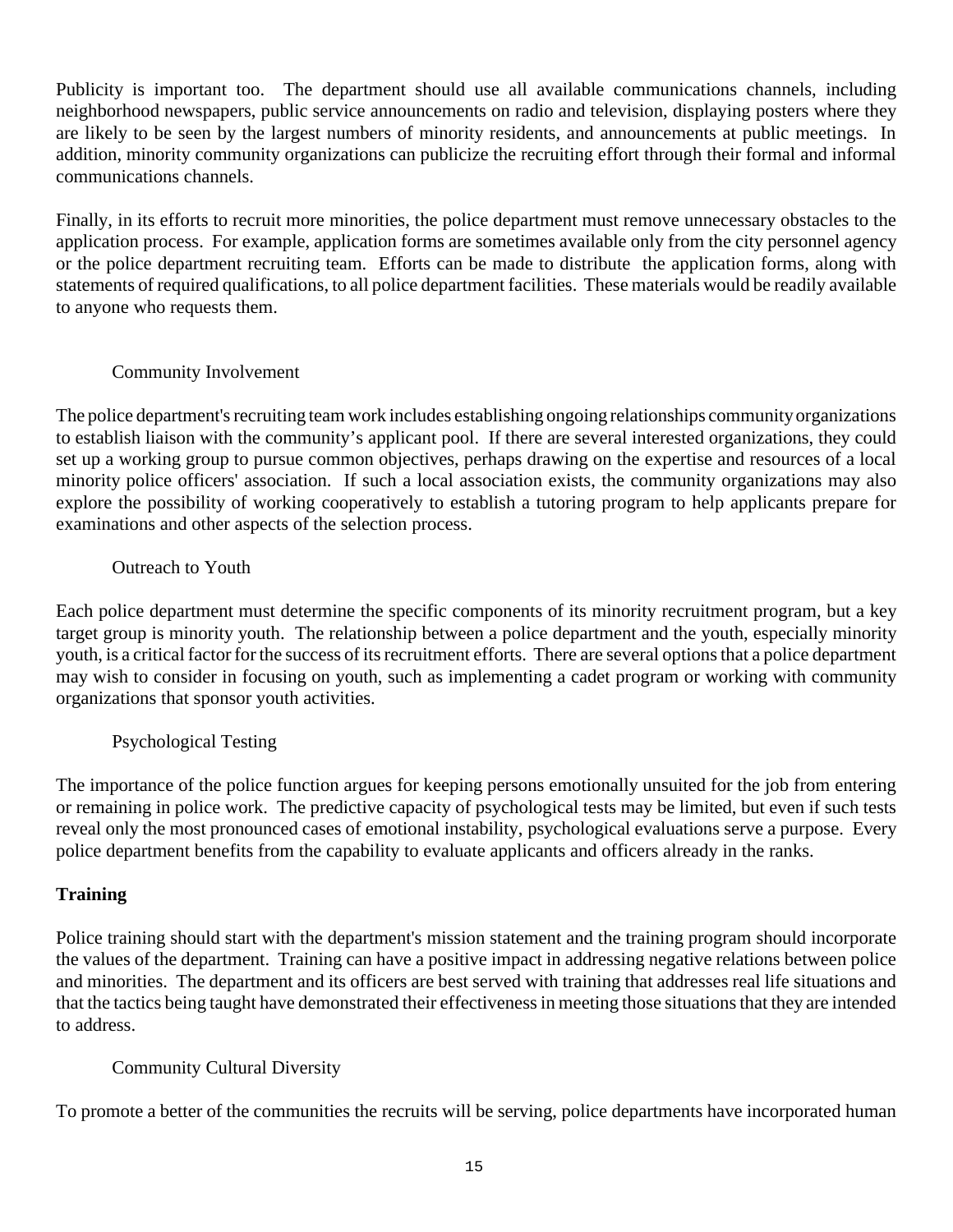Publicity is important too. The department should use all available communications channels, including neighborhood newspapers, public service announcements on radio and television, displaying posters where they are likely to be seen by the largest numbers of minority residents, and announcements at public meetings. In addition, minority community organizations can publicize the recruiting effort through their formal and informal communications channels.

Finally, in its efforts to recruit more minorities, the police department must remove unnecessary obstacles to the application process. For example, application forms are sometimes available only from the city personnel agency or the police department recruiting team. Efforts can be made to distribute the application forms, along with statements of required qualifications, to all police department facilities. These materials would be readily available to anyone who requests them.

#### Community Involvement

The police department's recruiting team work includes establishing ongoing relationships community organizations to establish liaison with the community's applicant pool. If there are several interested organizations, they could set up a working group to pursue common objectives, perhaps drawing on the expertise and resources of a local minority police officers' association. If such a local association exists, the community organizations may also explore the possibility of working cooperatively to establish a tutoring program to help applicants prepare for examinations and other aspects of the selection process.

#### Outreach to Youth

Each police department must determine the specific components of its minority recruitment program, but a key target group is minority youth. The relationship between a police department and the youth, especially minority youth, is a critical factor for the success of its recruitment efforts. There are several options that a police department may wish to consider in focusing on youth, such as implementing a cadet program or working with community organizations that sponsor youth activities.

#### Psychological Testing

The importance of the police function argues for keeping persons emotionally unsuited for the job from entering or remaining in police work. The predictive capacity of psychological tests may be limited, but even if such tests reveal only the most pronounced cases of emotional instability, psychological evaluations serve a purpose. Every police department benefits from the capability to evaluate applicants and officers already in the ranks.

### Training

Police training should start with the department's mission statement and the training program should incorporate the values of the department. Training can have a positive impact in addressing negative relations between police and minorities. The department and its officers are best served with training that addresses real life situations and that the tactics being taught have demonstrated their effectiveness in meeting those situations that they are intended to address.

#### Community Cultural Diversity

To promote a better of the communities the recruits will be serving, police departments have incorporated human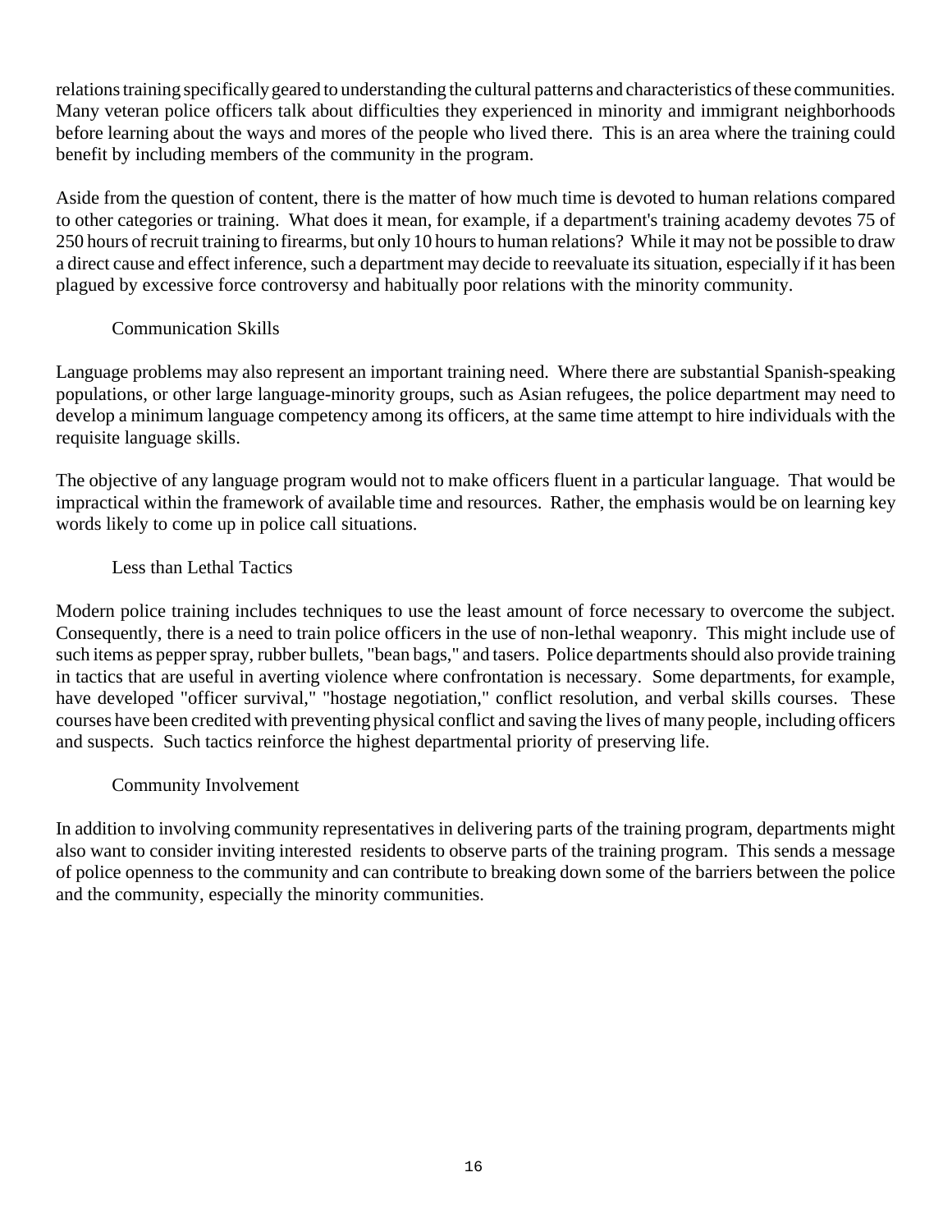relations training specifically geared to understanding the cultural patterns and characteristics of these communities. Many veteran police officers talk about difficulties they experienced in minority and immigrant neighborhoods before learning about the ways and mores of the people who lived there. This is an area where the training could benefit by including members of the community in the program.

Aside from the question of content, there is the matter of how much time is devoted to human relations compared to other categories or training. What does it mean, for example, if a department's training academy devotes 75 of 250 hours of recruit training to firearms, but only 10 hours to human relations? While it may not be possible to draw a direct cause and effect inference, such a department may decide to reevaluate its situation, especially if it has been plagued by excessive force controversy and habitually poor relations with the minority community.

### Communication Skills

Language problems may also represent an important training need. Where there are substantial Spanish-speaking populations, or other large language-minority groups, such as Asian refugees, the police department may need to develop a minimum language competency among its officers, at the same time attempt to hire individuals with the requisite language skills.

The objective of any language program would not to make officers fluent in a particular language. That would be impractical within the framework of available time and resources. Rather, the emphasis would be on learning key words likely to come up in police call situations.

### Less than Lethal Tactics

Modern police training includes techniques to use the least amount of force necessary to overcome the subject. Consequently, there is a need to train police officers in the use of non-lethal weaponry. This might include use of such items as pepper spray, rubber bullets, "bean bags," and tasers. Police departments should also provide training in tactics that are useful in averting violence where confrontation is necessary. Some departments, for example, have developed "officer survival," "hostage negotiation," conflict resolution, and verbal skills courses. These courses have been credited with preventing physical conflict and saving the lives of many people, including officers and suspects. Such tactics reinforce the highest departmental priority of preserving life.

### Community Involvement

In addition to involving community representatives in delivering parts of the training program, departments might also want to consider inviting interested residents to observe parts of the training program. This sends a message of police openness to the community and can contribute to breaking down some of the barriers between the police and the community, especially the minority communities.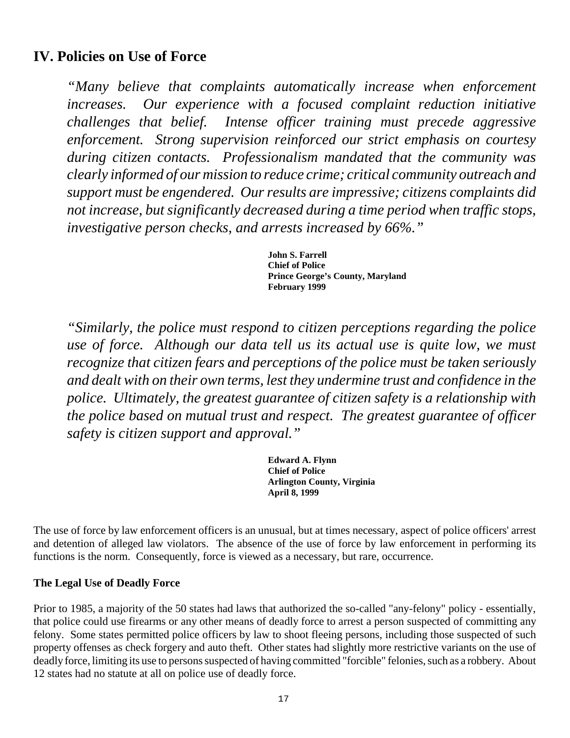## IV. Policies on Use of Force

*"Many believe that complaints automatically increase when enforcement increases. Our experience with a focused complaint reduction initiative challenges that belief. Intense officer training must precede aggressive enforcement. Strong supervision reinforced our strict emphasis on courtesy during citizen contacts. Professionalism mandated that the community was clearly informed of our mission to reduce crime; critical community outreach and support must be engendered. Our results are impressive; citizens complaints did not increase, but significantly decreased during a time period when traffic stops, investigative person checks, and arrests increased by 66%."*

**John S. Farrell**
**Chief of Police**
**Prince George's County, Maryland**
**February 1999**

*"Similarly, the police must respond to citizen perceptions regarding the police use of force. Although our data tell us its actual use is quite low, we must recognize that citizen fears and perceptions of the police must be taken seriously and dealt with on their own terms, lest they undermine trust and confidence in the police. Ultimately, the greatest guarantee of citizen safety is a relationship with the police based on mutual trust and respect. The greatest guarantee of officer safety is citizen support and approval."*

**Edward A. Flynn**
**Chief of Police**
**Arlington County, Virginia**
**April 8, 1999**

The use of force by law enforcement officers is an unusual, but at times necessary, aspect of police officers' arrest and detention of alleged law violators. The absence of the use of force by law enforcement in performing its functions is the norm. Consequently, force is viewed as a necessary, but rare, occurrence.

### The Legal Use of Deadly Force

Prior to 1985, a majority of the 50 states had laws that authorized the so-called "any-felony" policy - essentially, that police could use firearms or any other means of deadly force to arrest a person suspected of committing any felony. Some states permitted police officers by law to shoot fleeing persons, including those suspected of such property offenses as check forgery and auto theft. Other states had slightly more restrictive variants on the use of deadly force, limiting its use to persons suspected of having committed "forcible" felonies, such as a robbery. About 12 states had no statute at all on police use of deadly force.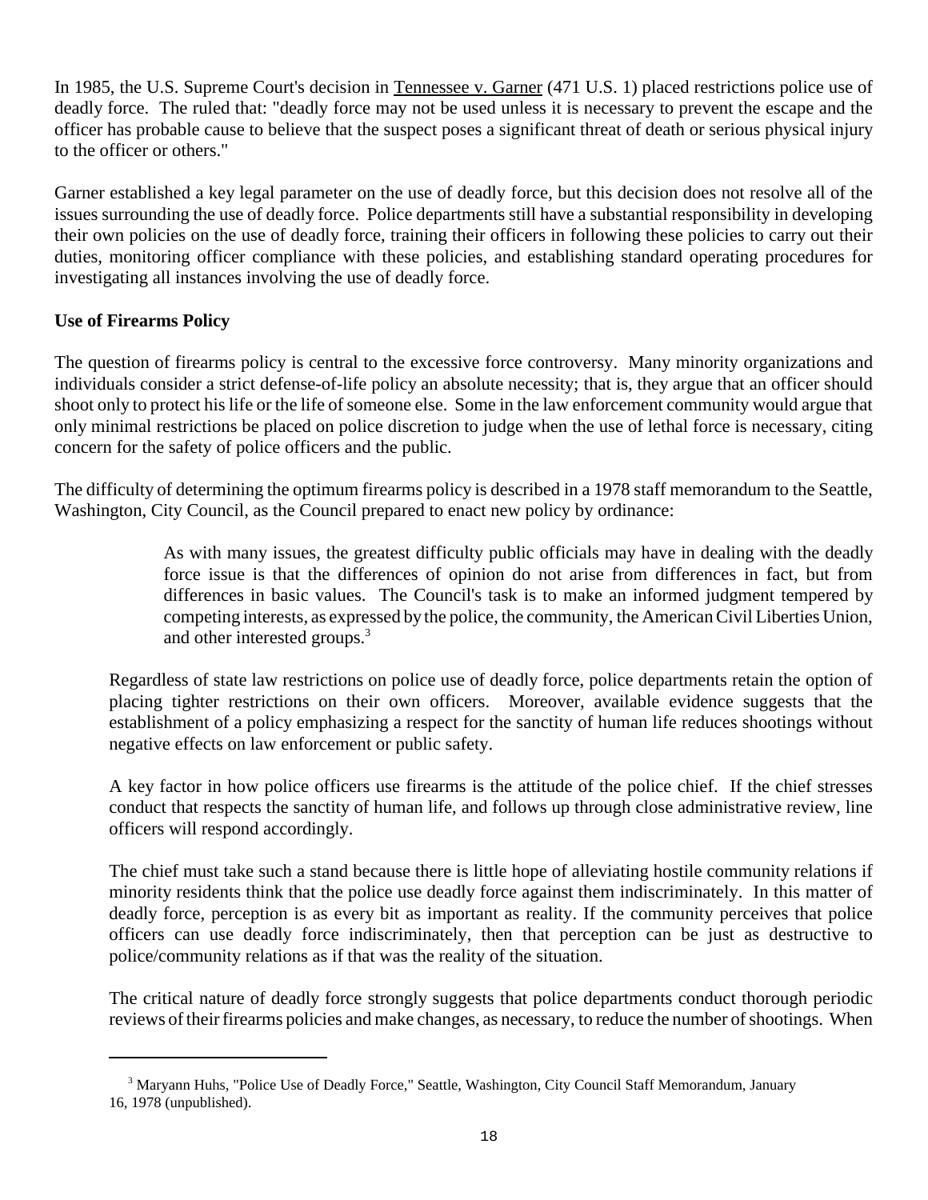In 1985, the U.S. Supreme Court's decision in Tennessee v. Garner (471 U.S. 1) placed restrictions police use of deadly force. The ruled that: "deadly force may not be used unless it is necessary to prevent the escape and the officer has probable cause to believe that the suspect poses a significant threat of death or serious physical injury to the officer or others."

Garner established a key legal parameter on the use of deadly force, but this decision does not resolve all of the issues surrounding the use of deadly force. Police departments still have a substantial responsibility in developing their own policies on the use of deadly force, training their officers in following these policies to carry out their duties, monitoring officer compliance with these policies, and establishing standard operating procedures for investigating all instances involving the use of deadly force.

**Use of Firearms Policy**

The question of firearms policy is central to the excessive force controversy. Many minority organizations and individuals consider a strict defense-of-life policy an absolute necessity; that is, they argue that an officer should shoot only to protect his life or the life of someone else. Some in the law enforcement community would argue that only minimal restrictions be placed on police discretion to judge when the use of lethal force is necessary, citing concern for the safety of police officers and the public.

The difficulty of determining the optimum firearms policy is described in a 1978 staff memorandum to the Seattle, Washington, City Council, as the Council prepared to enact new policy by ordinance:

> As with many issues, the greatest difficulty public officials may have in dealing with the deadly force issue is that the differences of opinion do not arise from differences in fact, but from differences in basic values. The Council's task is to make an informed judgment tempered by competing interests, as expressed by the police, the community, the American Civil Liberties Union, and other interested groups.[3]

Regardless of state law restrictions on police use of deadly force, police departments retain the option of placing tighter restrictions on their own officers. Moreover, available evidence suggests that the establishment of a policy emphasizing a respect for the sanctity of human life reduces shootings without negative effects on law enforcement or public safety.

A key factor in how police officers use firearms is the attitude of the police chief. If the chief stresses conduct that respects the sanctity of human life, and follows up through close administrative review, line officers will respond accordingly.

The chief must take such a stand because there is little hope of alleviating hostile community relations if minority residents think that the police use deadly force against them indiscriminately. In this matter of deadly force, perception is as every bit as important as reality. If the community perceives that police officers can use deadly force indiscriminately, then that perception can be just as destructive to police/community relations as if that was the reality of the situation.

The critical nature of deadly force strongly suggests that police departments conduct thorough periodic reviews of their firearms policies and make changes, as necessary, to reduce the number of shootings. When

[3] Maryann Huhs, "Police Use of Deadly Force," Seattle, Washington, City Council Staff Memorandum, January 16, 1978 (unpublished).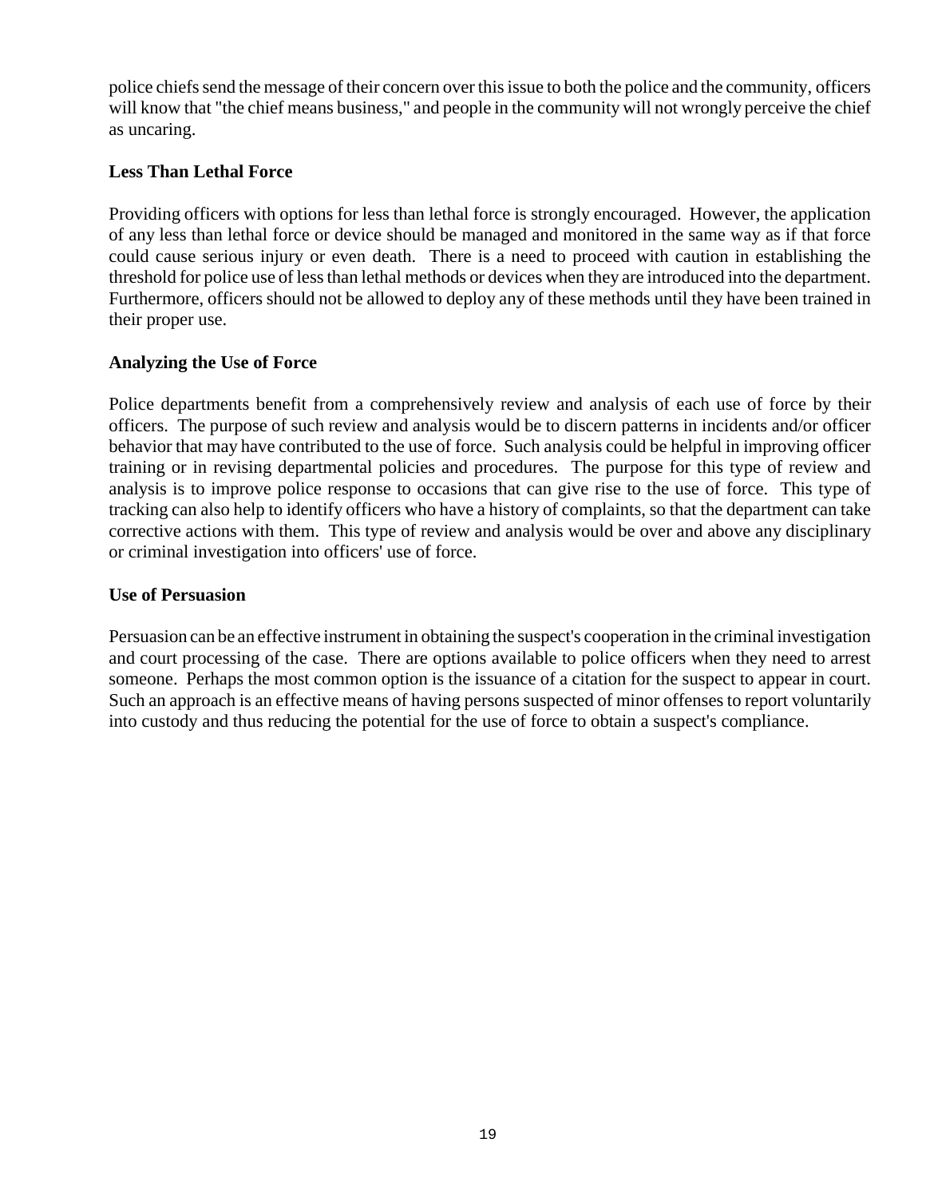police chiefs send the message of their concern over this issue to both the police and the community, officers will know that "the chief means business," and people in the community will not wrongly perceive the chief as uncaring.

**Less Than Lethal Force**

Providing officers with options for less than lethal force is strongly encouraged. However, the application of any less than lethal force or device should be managed and monitored in the same way as if that force could cause serious injury or even death. There is a need to proceed with caution in establishing the threshold for police use of less than lethal methods or devices when they are introduced into the department. Furthermore, officers should not be allowed to deploy any of these methods until they have been trained in their proper use.

**Analyzing the Use of Force**

Police departments benefit from a comprehensively review and analysis of each use of force by their officers. The purpose of such review and analysis would be to discern patterns in incidents and/or officer behavior that may have contributed to the use of force. Such analysis could be helpful in improving officer training or in revising departmental policies and procedures. The purpose for this type of review and analysis is to improve police response to occasions that can give rise to the use of force. This type of tracking can also help to identify officers who have a history of complaints, so that the department can take corrective actions with them. This type of review and analysis would be over and above any disciplinary or criminal investigation into officers' use of force.

**Use of Persuasion**

Persuasion can be an effective instrument in obtaining the suspect's cooperation in the criminal investigation and court processing of the case. There are options available to police officers when they need to arrest someone. Perhaps the most common option is the issuance of a citation for the suspect to appear in court. Such an approach is an effective means of having persons suspected of minor offenses to report voluntarily into custody and thus reducing the potential for the use of force to obtain a suspect's compliance.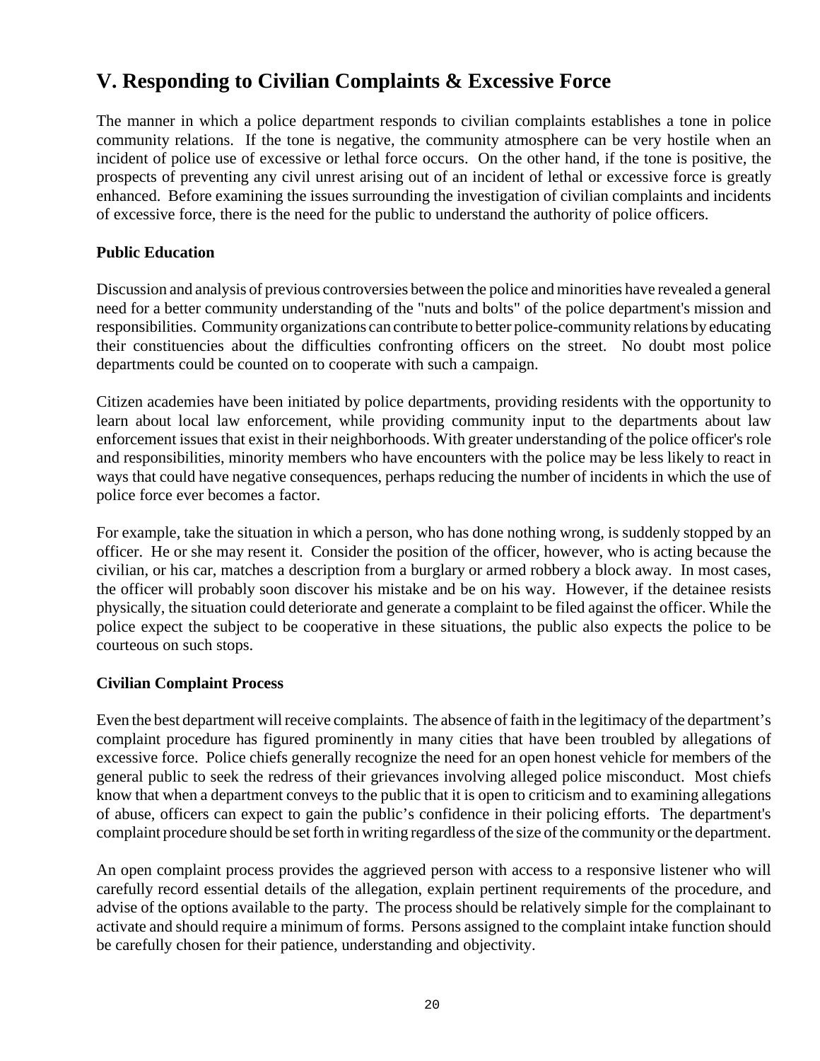## V. Responding to Civilian Complaints & Excessive Force

The manner in which a police department responds to civilian complaints establishes a tone in police community relations. If the tone is negative, the community atmosphere can be very hostile when an incident of police use of excessive or lethal force occurs. On the other hand, if the tone is positive, the prospects of preventing any civil unrest arising out of an incident of lethal or excessive force is greatly enhanced. Before examining the issues surrounding the investigation of civilian complaints and incidents of excessive force, there is the need for the public to understand the authority of police officers.

### Public Education

Discussion and analysis of previous controversies between the police and minorities have revealed a general need for a better community understanding of the "nuts and bolts" of the police department's mission and responsibilities. Community organizations can contribute to better police-community relations by educating their constituencies about the difficulties confronting officers on the street. No doubt most police departments could be counted on to cooperate with such a campaign.

Citizen academies have been initiated by police departments, providing residents with the opportunity to learn about local law enforcement, while providing community input to the departments about law enforcement issues that exist in their neighborhoods. With greater understanding of the police officer's role and responsibilities, minority members who have encounters with the police may be less likely to react in ways that could have negative consequences, perhaps reducing the number of incidents in which the use of police force ever becomes a factor.

For example, take the situation in which a person, who has done nothing wrong, is suddenly stopped by an officer. He or she may resent it. Consider the position of the officer, however, who is acting because the civilian, or his car, matches a description from a burglary or armed robbery a block away. In most cases, the officer will probably soon discover his mistake and be on his way. However, if the detainee resists physically, the situation could deteriorate and generate a complaint to be filed against the officer. While the police expect the subject to be cooperative in these situations, the public also expects the police to be courteous on such stops.

### Civilian Complaint Process

Even the best department will receive complaints. The absence of faith in the legitimacy of the department's complaint procedure has figured prominently in many cities that have been troubled by allegations of excessive force. Police chiefs generally recognize the need for an open honest vehicle for members of the general public to seek the redress of their grievances involving alleged police misconduct. Most chiefs know that when a department conveys to the public that it is open to criticism and to examining allegations of abuse, officers can expect to gain the public's confidence in their policing efforts. The department's complaint procedure should be set forth in writing regardless of the size of the community or the department.

An open complaint process provides the aggrieved person with access to a responsive listener who will carefully record essential details of the allegation, explain pertinent requirements of the procedure, and advise of the options available to the party. The process should be relatively simple for the complainant to activate and should require a minimum of forms. Persons assigned to the complaint intake function should be carefully chosen for their patience, understanding and objectivity.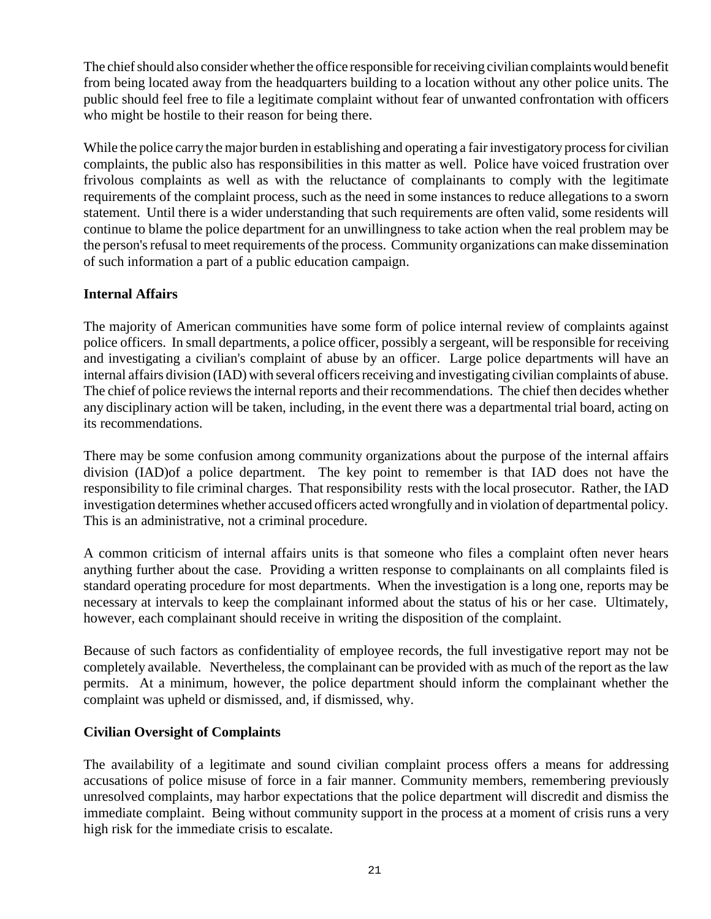The chief should also consider whether the office responsible for receiving civilian complaints would benefit from being located away from the headquarters building to a location without any other police units. The public should feel free to file a legitimate complaint without fear of unwanted confrontation with officers who might be hostile to their reason for being there.

While the police carry the major burden in establishing and operating a fair investigatory process for civilian complaints, the public also has responsibilities in this matter as well. Police have voiced frustration over frivolous complaints as well as with the reluctance of complainants to comply with the legitimate requirements of the complaint process, such as the need in some instances to reduce allegations to a sworn statement. Until there is a wider understanding that such requirements are often valid, some residents will continue to blame the police department for an unwillingness to take action when the real problem may be the person's refusal to meet requirements of the process. Community organizations can make dissemination of such information a part of a public education campaign.

**Internal Affairs**

The majority of American communities have some form of police internal review of complaints against police officers. In small departments, a police officer, possibly a sergeant, will be responsible for receiving and investigating a civilian's complaint of abuse by an officer. Large police departments will have an internal affairs division (IAD) with several officers receiving and investigating civilian complaints of abuse. The chief of police reviews the internal reports and their recommendations. The chief then decides whether any disciplinary action will be taken, including, in the event there was a departmental trial board, acting on its recommendations.

There may be some confusion among community organizations about the purpose of the internal affairs division (IAD)of a police department. The key point to remember is that IAD does not have the responsibility to file criminal charges. That responsibility rests with the local prosecutor. Rather, the IAD investigation determines whether accused officers acted wrongfully and in violation of departmental policy. This is an administrative, not a criminal procedure.

A common criticism of internal affairs units is that someone who files a complaint often never hears anything further about the case. Providing a written response to complainants on all complaints filed is standard operating procedure for most departments. When the investigation is a long one, reports may be necessary at intervals to keep the complainant informed about the status of his or her case. Ultimately, however, each complainant should receive in writing the disposition of the complaint.

Because of such factors as confidentiality of employee records, the full investigative report may not be completely available. Nevertheless, the complainant can be provided with as much of the report as the law permits. At a minimum, however, the police department should inform the complainant whether the complaint was upheld or dismissed, and, if dismissed, why.

**Civilian Oversight of Complaints**

The availability of a legitimate and sound civilian complaint process offers a means for addressing accusations of police misuse of force in a fair manner. Community members, remembering previously unresolved complaints, may harbor expectations that the police department will discredit and dismiss the immediate complaint. Being without community support in the process at a moment of crisis runs a very high risk for the immediate crisis to escalate.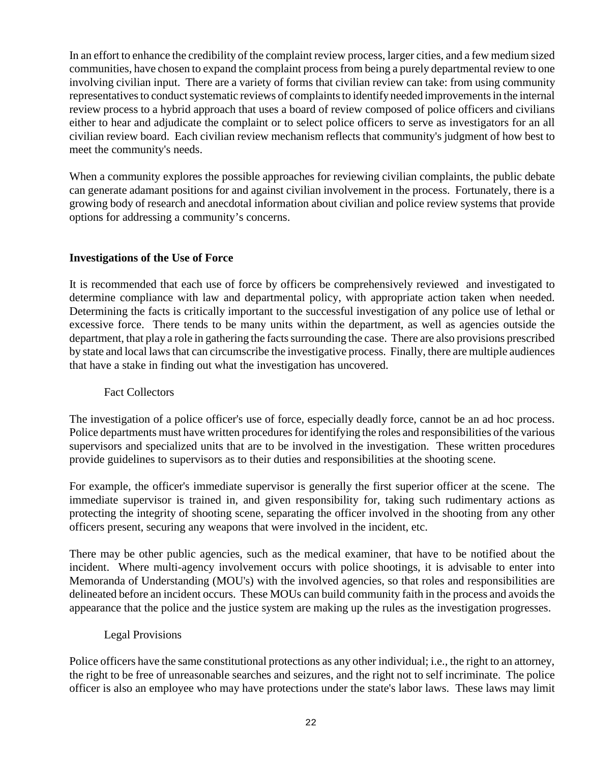In an effort to enhance the credibility of the complaint review process, larger cities, and a few medium sized communities, have chosen to expand the complaint process from being a purely departmental review to one involving civilian input. There are a variety of forms that civilian review can take: from using community representatives to conduct systematic reviews of complaints to identify needed improvements in the internal review process to a hybrid approach that uses a board of review composed of police officers and civilians either to hear and adjudicate the complaint or to select police officers to serve as investigators for an all civilian review board. Each civilian review mechanism reflects that community's judgment of how best to meet the community's needs.

When a community explores the possible approaches for reviewing civilian complaints, the public debate can generate adamant positions for and against civilian involvement in the process. Fortunately, there is a growing body of research and anecdotal information about civilian and police review systems that provide options for addressing a community's concerns.

## Investigations of the Use of Force

It is recommended that each use of force by officers be comprehensively reviewed and investigated to determine compliance with law and departmental policy, with appropriate action taken when needed. Determining the facts is critically important to the successful investigation of any police use of lethal or excessive force. There tends to be many units within the department, as well as agencies outside the department, that play a role in gathering the facts surrounding the case. There are also provisions prescribed by state and local laws that can circumscribe the investigative process. Finally, there are multiple audiences that have a stake in finding out what the investigation has uncovered.

### Fact Collectors

The investigation of a police officer's use of force, especially deadly force, cannot be an ad hoc process. Police departments must have written procedures for identifying the roles and responsibilities of the various supervisors and specialized units that are to be involved in the investigation. These written procedures provide guidelines to supervisors as to their duties and responsibilities at the shooting scene.

For example, the officer's immediate supervisor is generally the first superior officer at the scene. The immediate supervisor is trained in, and given responsibility for, taking such rudimentary actions as protecting the integrity of shooting scene, separating the officer involved in the shooting from any other officers present, securing any weapons that were involved in the incident, etc.

There may be other public agencies, such as the medical examiner, that have to be notified about the incident. Where multi-agency involvement occurs with police shootings, it is advisable to enter into Memoranda of Understanding (MOU's) with the involved agencies, so that roles and responsibilities are delineated before an incident occurs. These MOUs can build community faith in the process and avoids the appearance that the police and the justice system are making up the rules as the investigation progresses.

### Legal Provisions

Police officers have the same constitutional protections as any other individual; i.e., the right to an attorney, the right to be free of unreasonable searches and seizures, and the right not to self incriminate. The police officer is also an employee who may have protections under the state's labor laws. These laws may limit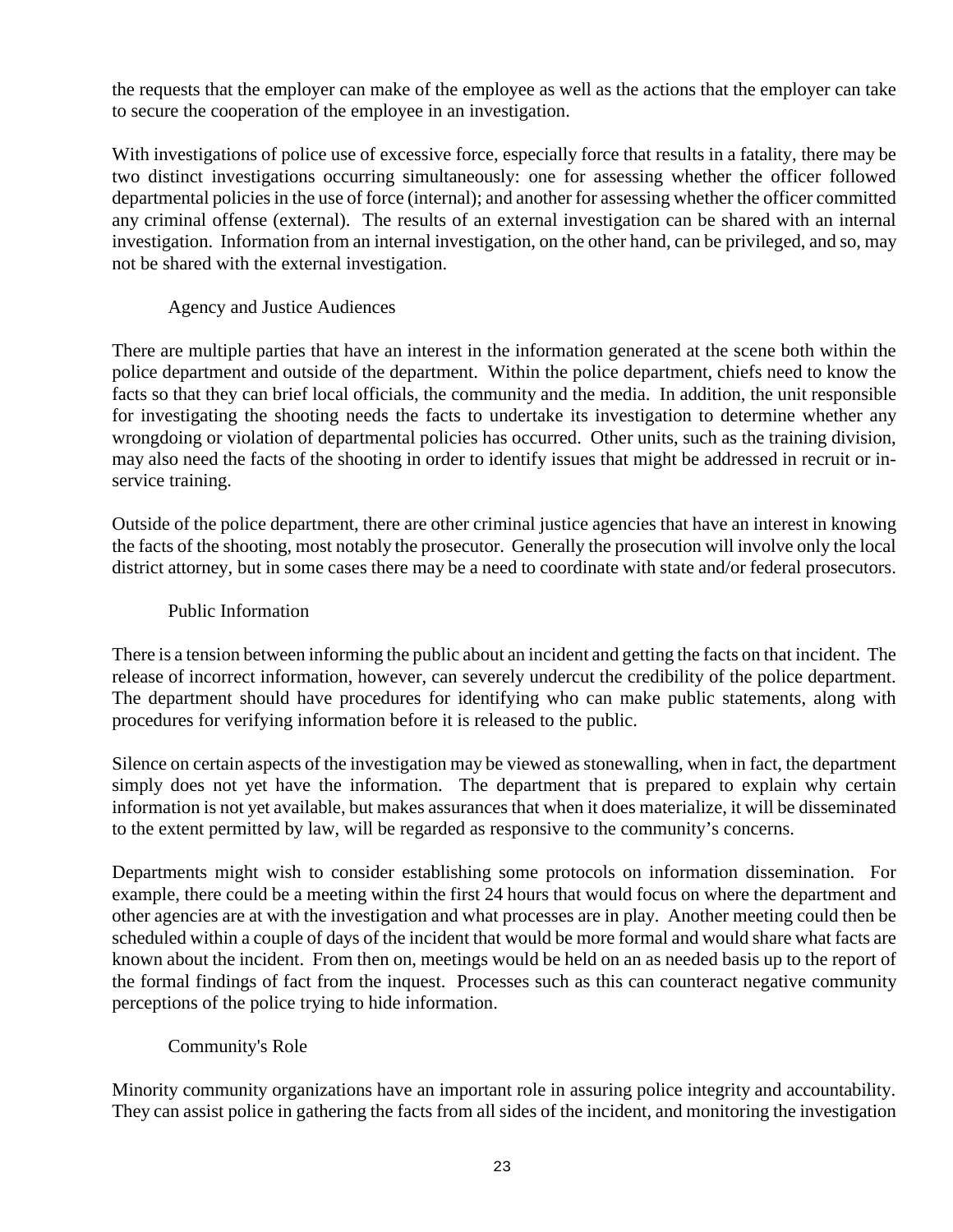the requests that the employer can make of the employee as well as the actions that the employer can take to secure the cooperation of the employee in an investigation.

With investigations of police use of excessive force, especially force that results in a fatality, there may be two distinct investigations occurring simultaneously: one for assessing whether the officer followed departmental policies in the use of force (internal); and another for assessing whether the officer committed any criminal offense (external). The results of an external investigation can be shared with an internal investigation. Information from an internal investigation, on the other hand, can be privileged, and so, may not be shared with the external investigation.

### Agency and Justice Audiences

There are multiple parties that have an interest in the information generated at the scene both within the police department and outside of the department. Within the police department, chiefs need to know the facts so that they can brief local officials, the community and the media. In addition, the unit responsible for investigating the shooting needs the facts to undertake its investigation to determine whether any wrongdoing or violation of departmental policies has occurred. Other units, such as the training division, may also need the facts of the shooting in order to identify issues that might be addressed in recruit or in-service training.

Outside of the police department, there are other criminal justice agencies that have an interest in knowing the facts of the shooting, most notably the prosecutor. Generally the prosecution will involve only the local district attorney, but in some cases there may be a need to coordinate with state and/or federal prosecutors.

### Public Information

There is a tension between informing the public about an incident and getting the facts on that incident. The release of incorrect information, however, can severely undercut the credibility of the police department. The department should have procedures for identifying who can make public statements, along with procedures for verifying information before it is released to the public.

Silence on certain aspects of the investigation may be viewed as stonewalling, when in fact, the department simply does not yet have the information. The department that is prepared to explain why certain information is not yet available, but makes assurances that when it does materialize, it will be disseminated to the extent permitted by law, will be regarded as responsive to the community's concerns.

Departments might wish to consider establishing some protocols on information dissemination. For example, there could be a meeting within the first 24 hours that would focus on where the department and other agencies are at with the investigation and what processes are in play. Another meeting could then be scheduled within a couple of days of the incident that would be more formal and would share what facts are known about the incident. From then on, meetings would be held on an as needed basis up to the report of the formal findings of fact from the inquest. Processes such as this can counteract negative community perceptions of the police trying to hide information.

### Community's Role

Minority community organizations have an important role in assuring police integrity and accountability. They can assist police in gathering the facts from all sides of the incident, and monitoring the investigation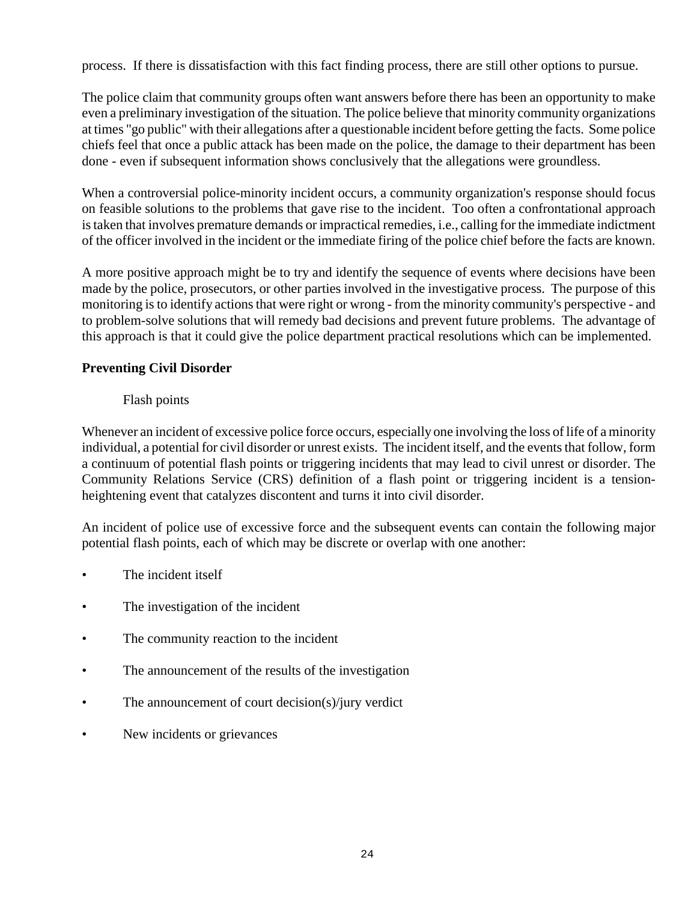process. If there is dissatisfaction with this fact finding process, there are still other options to pursue.

The police claim that community groups often want answers before there has been an opportunity to make even a preliminary investigation of the situation. The police believe that minority community organizations at times "go public" with their allegations after a questionable incident before getting the facts. Some police chiefs feel that once a public attack has been made on the police, the damage to their department has been done - even if subsequent information shows conclusively that the allegations were groundless.

When a controversial police-minority incident occurs, a community organization's response should focus on feasible solutions to the problems that gave rise to the incident. Too often a confrontational approach is taken that involves premature demands or impractical remedies, i.e., calling for the immediate indictment of the officer involved in the incident or the immediate firing of the police chief before the facts are known.

A more positive approach might be to try and identify the sequence of events where decisions have been made by the police, prosecutors, or other parties involved in the investigative process. The purpose of this monitoring is to identify actions that were right or wrong - from the minority community's perspective - and to problem-solve solutions that will remedy bad decisions and prevent future problems. The advantage of this approach is that it could give the police department practical resolutions which can be implemented.

## Preventing Civil Disorder

### Flash points

Whenever an incident of excessive police force occurs, especially one involving the loss of life of a minority individual, a potential for civil disorder or unrest exists. The incident itself, and the events that follow, form a continuum of potential flash points or triggering incidents that may lead to civil unrest or disorder. The Community Relations Service (CRS) definition of a flash point or triggering incident is a tension-heightening event that catalyzes discontent and turns it into civil disorder.

An incident of police use of excessive force and the subsequent events can contain the following major potential flash points, each of which may be discrete or overlap with one another:

- The incident itself
- The investigation of the incident
- The community reaction to the incident
- The announcement of the results of the investigation
- The announcement of court decision(s)/jury verdict
- New incidents or grievances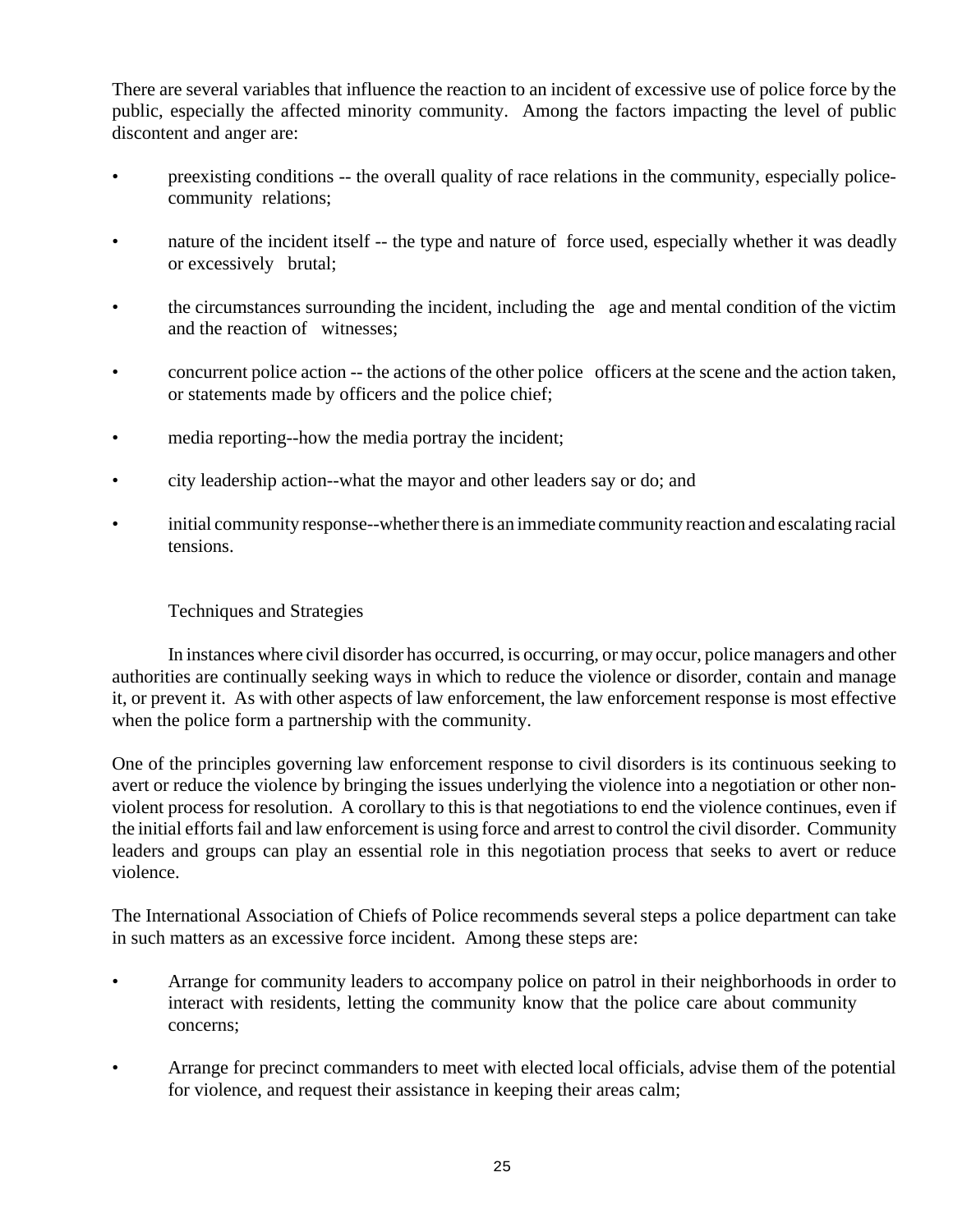There are several variables that influence the reaction to an incident of excessive use of police force by the public, especially the affected minority community. Among the factors impacting the level of public discontent and anger are:

- preexisting conditions -- the overall quality of race relations in the community, especially police-community relations;
- nature of the incident itself -- the type and nature of force used, especially whether it was deadly or excessively brutal;
- the circumstances surrounding the incident, including the age and mental condition of the victim and the reaction of witnesses;
- concurrent police action -- the actions of the other police officers at the scene and the action taken, or statements made by officers and the police chief;
- media reporting--how the media portray the incident;
- city leadership action--what the mayor and other leaders say or do; and
- initial community response--whether there is an immediate community reaction and escalating racial tensions.

### Techniques and Strategies

In instances where civil disorder has occurred, is occurring, or may occur, police managers and other authorities are continually seeking ways in which to reduce the violence or disorder, contain and manage it, or prevent it. As with other aspects of law enforcement, the law enforcement response is most effective when the police form a partnership with the community.

One of the principles governing law enforcement response to civil disorders is its continuous seeking to avert or reduce the violence by bringing the issues underlying the violence into a negotiation or other non-violent process for resolution. A corollary to this is that negotiations to end the violence continues, even if the initial efforts fail and law enforcement is using force and arrest to control the civil disorder. Community leaders and groups can play an essential role in this negotiation process that seeks to avert or reduce violence.

The International Association of Chiefs of Police recommends several steps a police department can take in such matters as an excessive force incident. Among these steps are:

- Arrange for community leaders to accompany police on patrol in their neighborhoods in order to interact with residents, letting the community know that the police care about community concerns;
- Arrange for precinct commanders to meet with elected local officials, advise them of the potential for violence, and request their assistance in keeping their areas calm;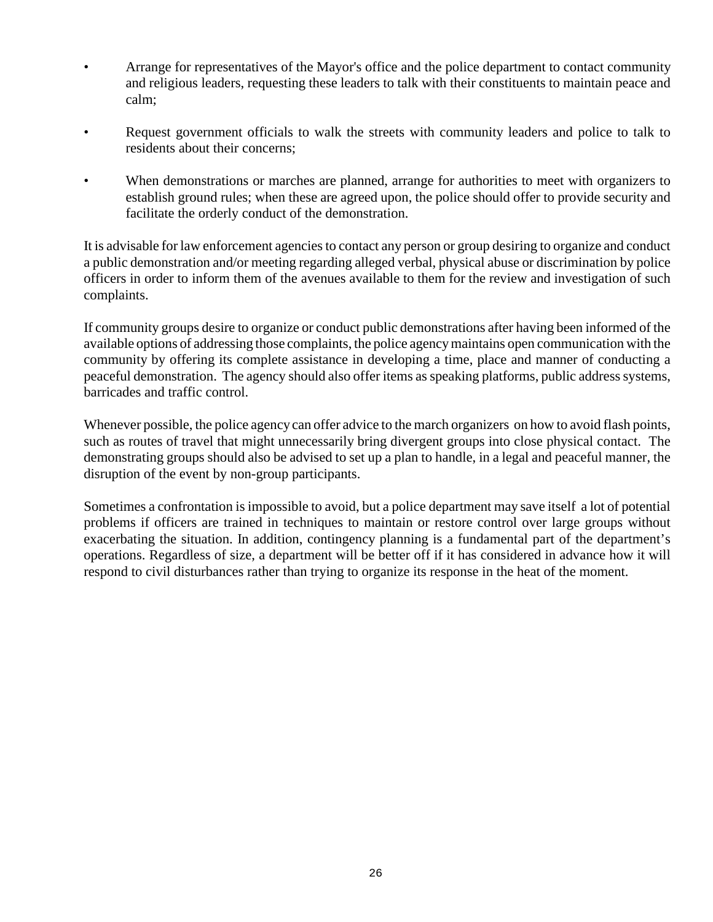- Arrange for representatives of the Mayor's office and the police department to contact community and religious leaders, requesting these leaders to talk with their constituents to maintain peace and calm;

- Request government officials to walk the streets with community leaders and police to talk to residents about their concerns;

- When demonstrations or marches are planned, arrange for authorities to meet with organizers to establish ground rules; when these are agreed upon, the police should offer to provide security and facilitate the orderly conduct of the demonstration.

It is advisable for law enforcement agencies to contact any person or group desiring to organize and conduct a public demonstration and/or meeting regarding alleged verbal, physical abuse or discrimination by police officers in order to inform them of the avenues available to them for the review and investigation of such complaints.

If community groups desire to organize or conduct public demonstrations after having been informed of the available options of addressing those complaints, the police agency maintains open communication with the community by offering its complete assistance in developing a time, place and manner of conducting a peaceful demonstration. The agency should also offer items as speaking platforms, public address systems, barricades and traffic control.

Whenever possible, the police agency can offer advice to the march organizers on how to avoid flash points, such as routes of travel that might unnecessarily bring divergent groups into close physical contact. The demonstrating groups should also be advised to set up a plan to handle, in a legal and peaceful manner, the disruption of the event by non-group participants.

Sometimes a confrontation is impossible to avoid, but a police department may save itself a lot of potential problems if officers are trained in techniques to maintain or restore control over large groups without exacerbating the situation. In addition, contingency planning is a fundamental part of the department's operations. Regardless of size, a department will be better off if it has considered in advance how it will respond to civil disturbances rather than trying to organize its response in the heat of the moment.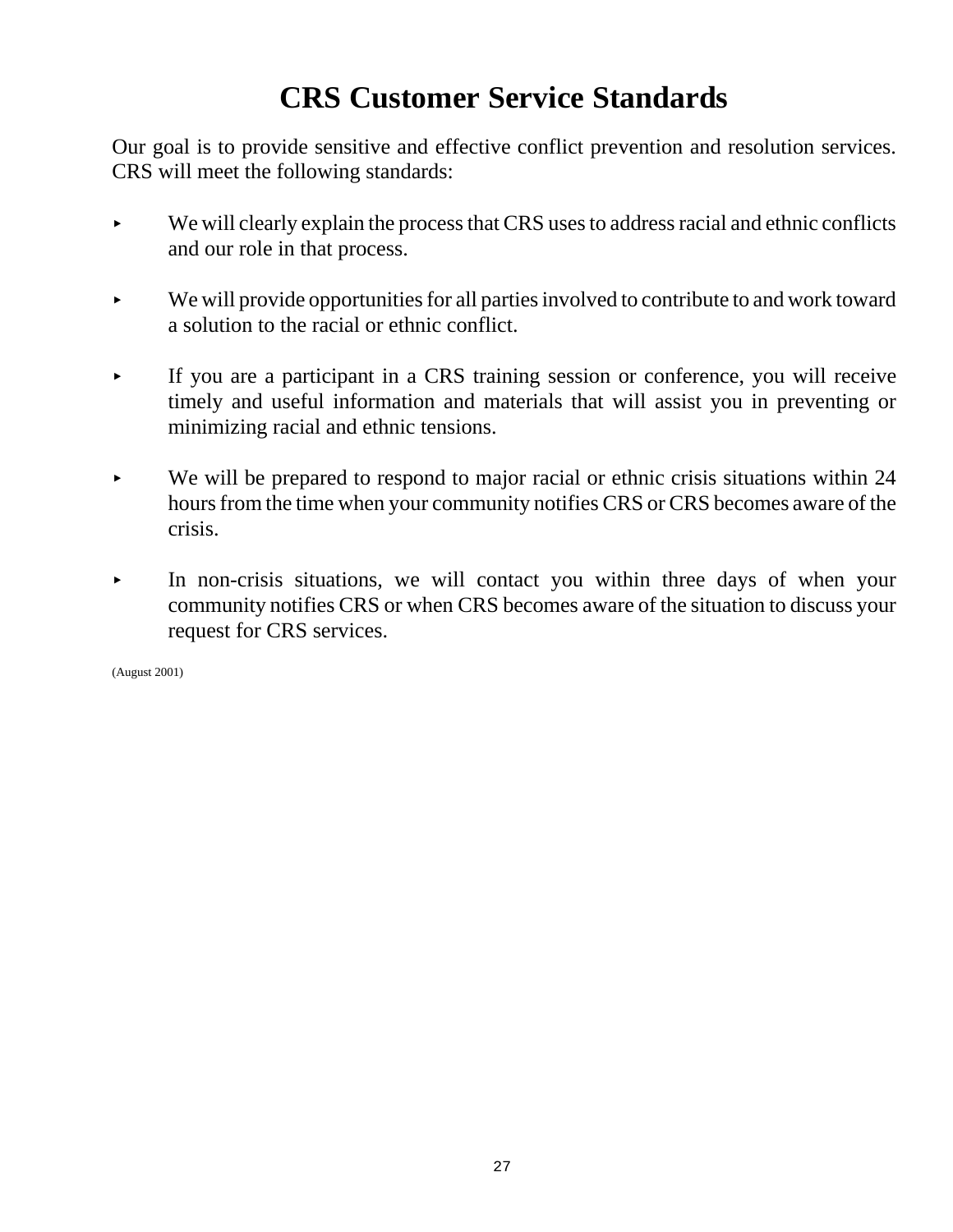# CRS Customer Service Standards

Our goal is to provide sensitive and effective conflict prevention and resolution services. CRS will meet the following standards:

- We will clearly explain the process that CRS uses to address racial and ethnic conflicts and our role in that process.

- We will provide opportunities for all parties involved to contribute to and work toward a solution to the racial or ethnic conflict.

- If you are a participant in a CRS training session or conference, you will receive timely and useful information and materials that will assist you in preventing or minimizing racial and ethnic tensions.

- We will be prepared to respond to major racial or ethnic crisis situations within 24 hours from the time when your community notifies CRS or CRS becomes aware of the crisis.

- In non-crisis situations, we will contact you within three days of when your community notifies CRS or when CRS becomes aware of the situation to discuss your request for CRS services.

(August 2001)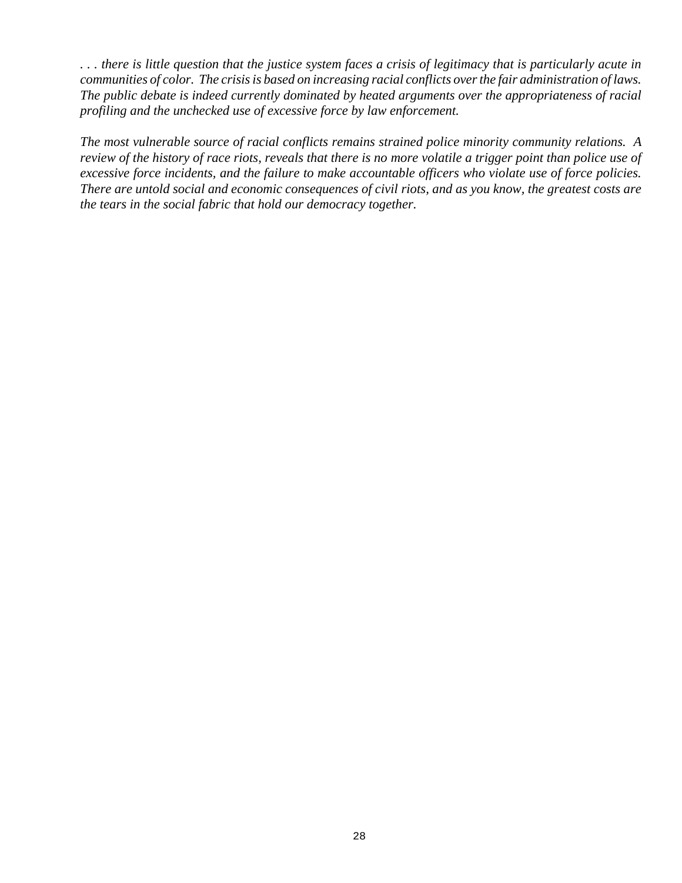*. . . there is little question that the justice system faces a crisis of legitimacy that is particularly acute in communities of color. The crisis is based on increasing racial conflicts over the fair administration of laws. The public debate is indeed currently dominated by heated arguments over the appropriateness of racial profiling and the unchecked use of excessive force by law enforcement.*

*The most vulnerable source of racial conflicts remains strained police minority community relations. A review of the history of race riots, reveals that there is no more volatile a trigger point than police use of excessive force incidents, and the failure to make accountable officers who violate use of force policies. There are untold social and economic consequences of civil riots, and as you know, the greatest costs are the tears in the social fabric that hold our democracy together.*